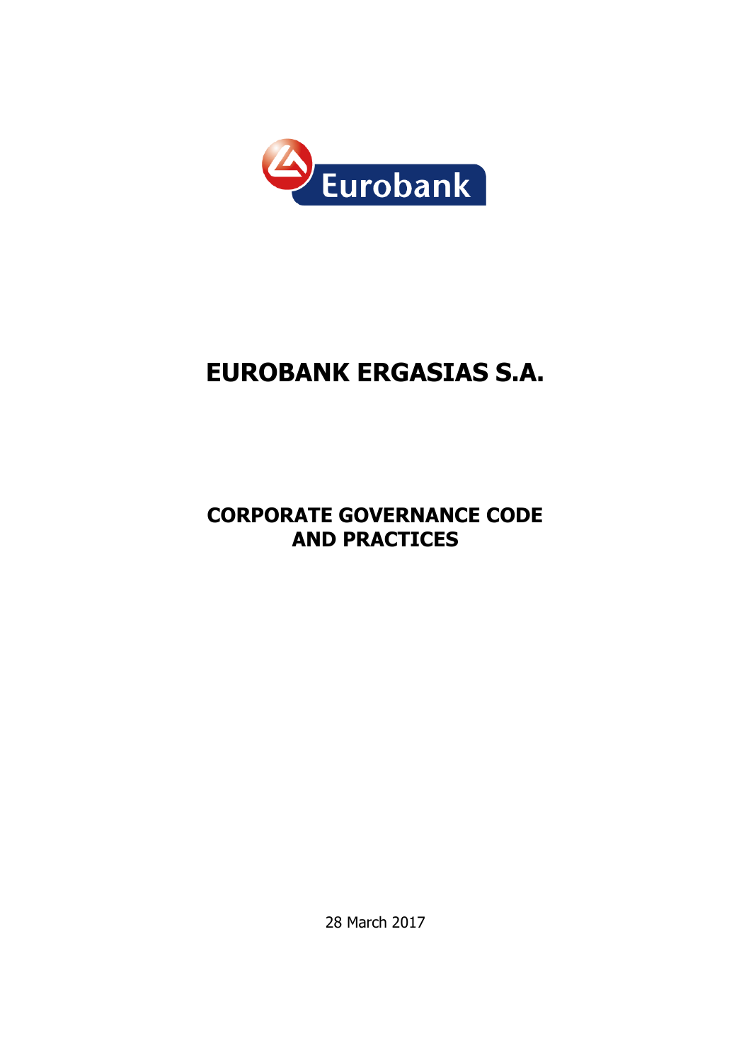Eurobank

# EUROBANK ERGASIAS S.A.

## CORPORATE GOVERNANCE CODE AND PRACTICES

28 March 2017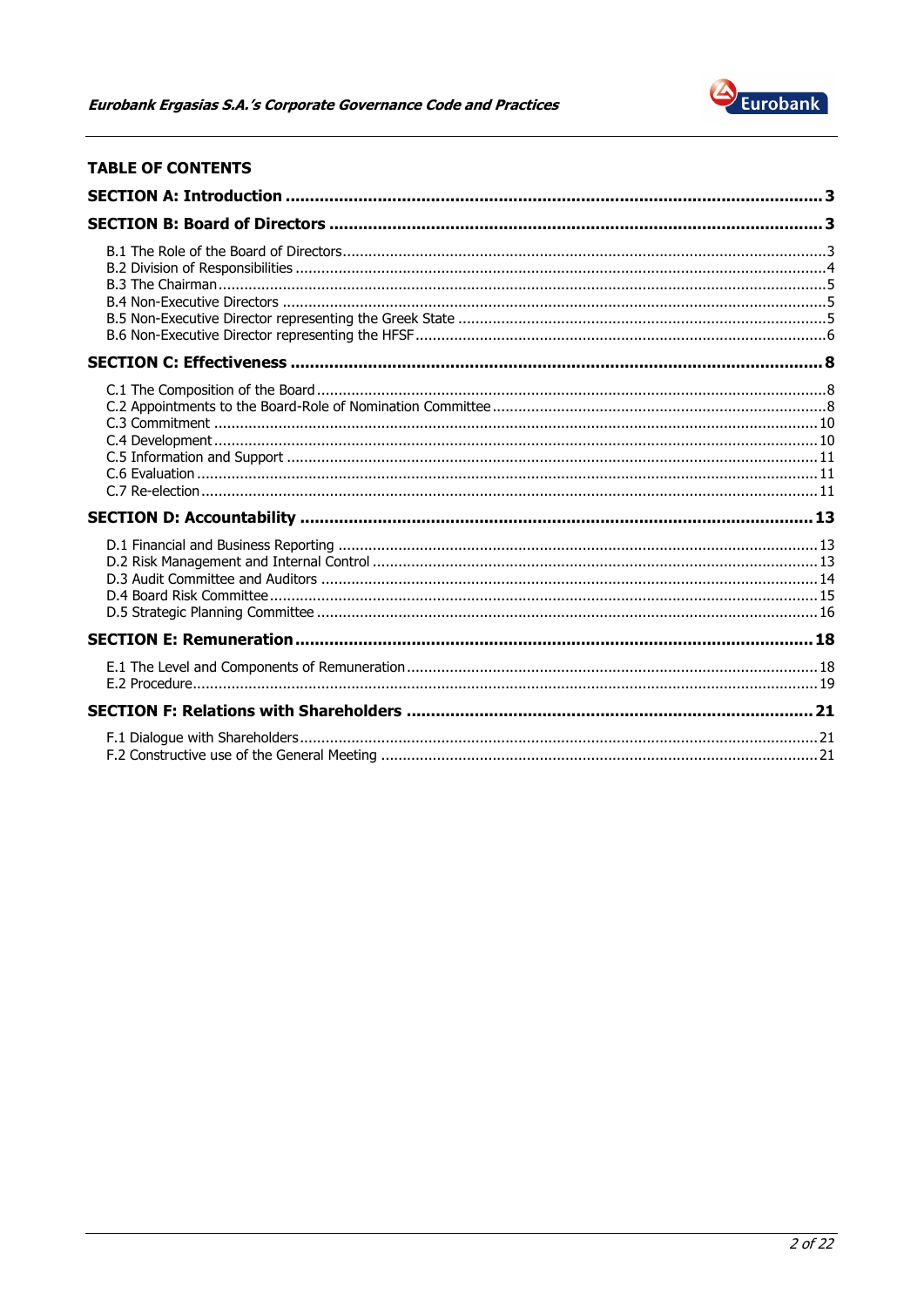## TABLE OF CONTENTS

**SECTION A: Introduction** ............................................................ 3

**SECTION B: Board of Directors** ............................................................ 3

- B.1 The Role of the Board of Directors ............................................................ 3
- B.2 Division of Responsibilities ............................................................ 4
- B.3 The Chairman ............................................................ 5
- B.4 Non-Executive Directors ............................................................ 5
- B.5 Non-Executive Director representing the Greek State ............................................................ 5
- B.6 Non-Executive Director representing the HFSF ............................................................ 6

**SECTION C: Effectiveness** ............................................................ 8

- C.1 The Composition of the Board ............................................................ 8
- C.2 Appointments to the Board-Role of Nomination Committee ............................................................ 8
- C.3 Commitment ............................................................ 10
- C.4 Development ............................................................ 10
- C.5 Information and Support ............................................................ 11
- C.6 Evaluation ............................................................ 11
- C.7 Re-election ............................................................ 11

**SECTION D: Accountability** ............................................................ 13

- D.1 Financial and Business Reporting ............................................................ 13
- D.2 Risk Management and Internal Control ............................................................ 13
- D.3 Audit Committee and Auditors ............................................................ 14
- D.4 Board Risk Committee ............................................................ 15
- D.5 Strategic Planning Committee ............................................................ 16

**SECTION E: Remuneration** ............................................................ 18

- E.1 The Level and Components of Remuneration ............................................................ 18
- E.2 Procedure ............................................................ 19

**SECTION F: Relations with Shareholders** ............................................................ 21

- F.1 Dialogue with Shareholders ............................................................ 21
- F.2 Constructive use of the General Meeting ............................................................ 21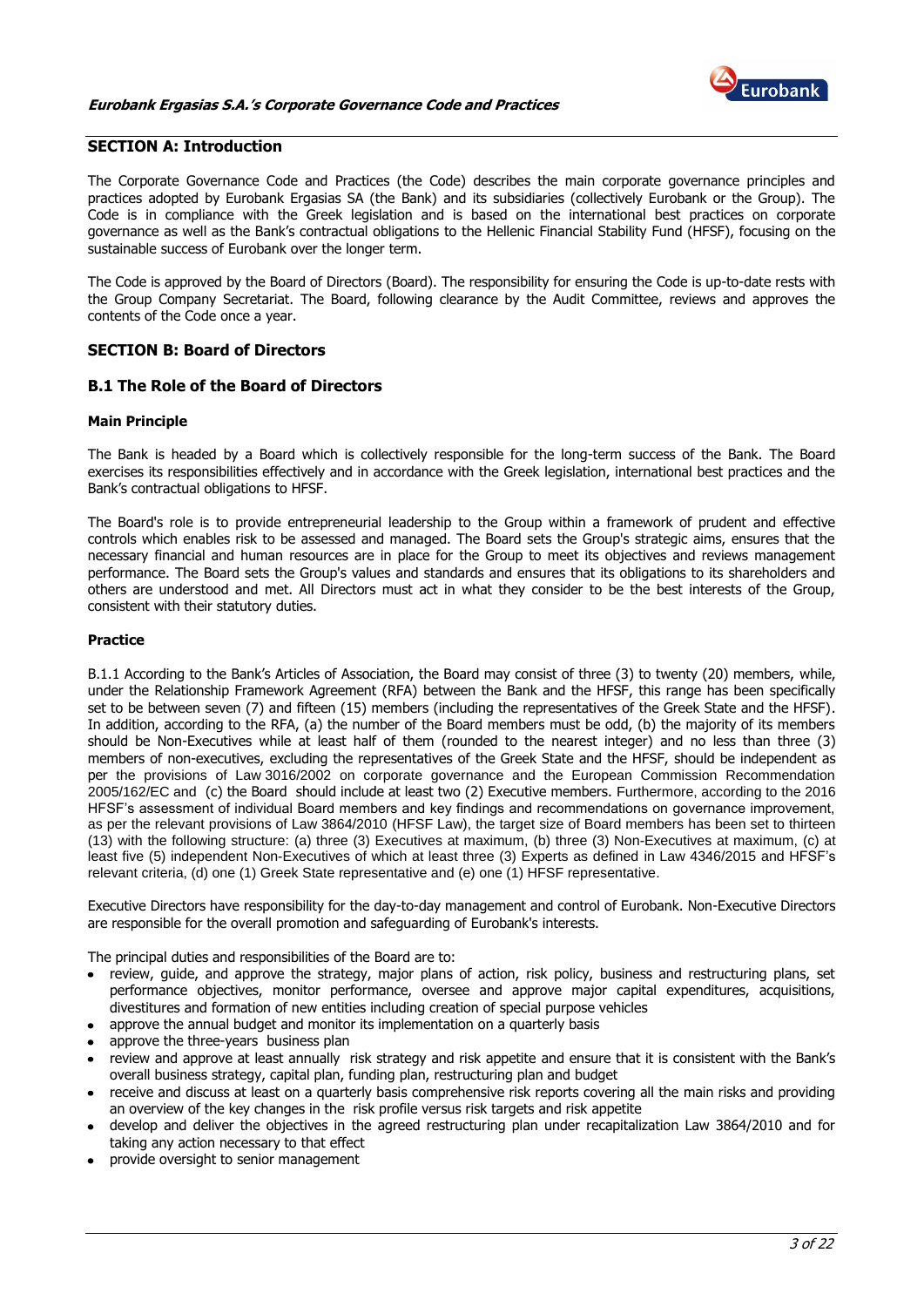## SECTION A: Introduction

The Corporate Governance Code and Practices (the Code) describes the main corporate governance principles and practices adopted by Eurobank Ergasias SA (the Bank) and its subsidiaries (collectively Eurobank or the Group). The Code is in compliance with the Greek legislation and is based on the international best practices on corporate governance as well as the Bank's contractual obligations to the Hellenic Financial Stability Fund (HFSF), focusing on the sustainable success of Eurobank over the longer term.

The Code is approved by the Board of Directors (Board). The responsibility for ensuring the Code is up-to-date rests with the Group Company Secretariat. The Board, following clearance by the Audit Committee, reviews and approves the contents of the Code once a year.

## SECTION B: Board of Directors

### B.1 The Role of the Board of Directors

#### Main Principle

The Bank is headed by a Board which is collectively responsible for the long-term success of the Bank. The Board exercises its responsibilities effectively and in accordance with the Greek legislation, international best practices and the Bank's contractual obligations to HFSF.

The Board's role is to provide entrepreneurial leadership to the Group within a framework of prudent and effective controls which enables risk to be assessed and managed. The Board sets the Group's strategic aims, ensures that the necessary financial and human resources are in place for the Group to meet its objectives and reviews management performance. The Board sets the Group's values and standards and ensures that its obligations to its shareholders and others are understood and met. All Directors must act in what they consider to be the best interests of the Group, consistent with their statutory duties.

#### Practice

B.1.1 According to the Bank's Articles of Association, the Board may consist of three (3) to twenty (20) members, while, under the Relationship Framework Agreement (RFA) between the Bank and the HFSF, this range has been specifically set to be between seven (7) and fifteen (15) members (including the representatives of the Greek State and the HFSF). In addition, according to the RFA, (a) the number of the Board members must be odd, (b) the majority of its members should be Non-Executives while at least half of them (rounded to the nearest integer) and no less than three (3) members of non-executives, excluding the representatives of the Greek State and the HFSF, should be independent as per the provisions of Law 3016/2002 on corporate governance and the European Commission Recommendation 2005/162/EC and (c) the Board should include at least two (2) Executive members. Furthermore, according to the 2016 HFSF's assessment of individual Board members and key findings and recommendations on governance improvement, as per the relevant provisions of Law 3864/2010 (HFSF Law), the target size of Board members has been set to thirteen (13) with the following structure: (a) three (3) Executives at maximum, (b) three (3) Non-Executives at maximum, (c) at least five (5) independent Non-Executives of which at least three (3) Experts as defined in Law 4346/2015 and HFSF's relevant criteria, (d) one (1) Greek State representative and (e) one (1) HFSF representative.

Executive Directors have responsibility for the day-to-day management and control of Eurobank. Non-Executive Directors are responsible for the overall promotion and safeguarding of Eurobank's interests.

The principal duties and responsibilities of the Board are to:

- review, guide, and approve the strategy, major plans of action, risk policy, business and restructuring plans, set performance objectives, monitor performance, oversee and approve major capital expenditures, acquisitions, divestitures and formation of new entities including creation of special purpose vehicles
- approve the annual budget and monitor its implementation on a quarterly basis
- approve the three-years business plan
- review and approve at least annually risk strategy and risk appetite and ensure that it is consistent with the Bank's overall business strategy, capital plan, funding plan, restructuring plan and budget
- receive and discuss at least on a quarterly basis comprehensive risk reports covering all the main risks and providing an overview of the key changes in the risk profile versus risk targets and risk appetite
- develop and deliver the objectives in the agreed restructuring plan under recapitalization Law 3864/2010 and for taking any action necessary to that effect
- provide oversight to senior management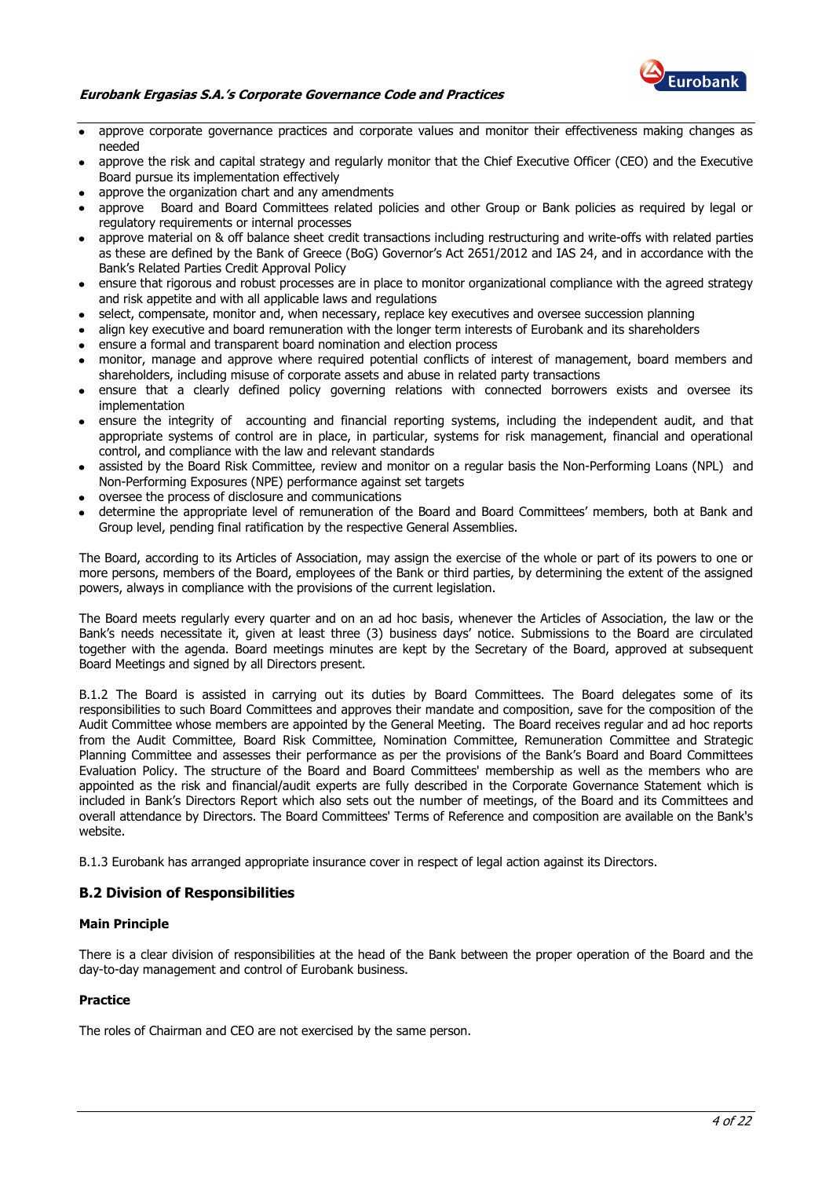- approve corporate governance practices and corporate values and monitor their effectiveness making changes as needed
- approve the risk and capital strategy and regularly monitor that the Chief Executive Officer (CEO) and the Executive Board pursue its implementation effectively
- approve the organization chart and any amendments
- approve Board and Board Committees related policies and other Group or Bank policies as required by legal or regulatory requirements or internal processes
- approve material on & off balance sheet credit transactions including restructuring and write-offs with related parties as these are defined by the Bank of Greece (BoG) Governor's Act 2651/2012 and IAS 24, and in accordance with the Bank's Related Parties Credit Approval Policy
- ensure that rigorous and robust processes are in place to monitor organizational compliance with the agreed strategy and risk appetite and with all applicable laws and regulations
- select, compensate, monitor and, when necessary, replace key executives and oversee succession planning
- align key executive and board remuneration with the longer term interests of Eurobank and its shareholders
- ensure a formal and transparent board nomination and election process
- monitor, manage and approve where required potential conflicts of interest of management, board members and shareholders, including misuse of corporate assets and abuse in related party transactions
- ensure that a clearly defined policy governing relations with connected borrowers exists and oversee its implementation
- ensure the integrity of accounting and financial reporting systems, including the independent audit, and that appropriate systems of control are in place, in particular, systems for risk management, financial and operational control, and compliance with the law and relevant standards
- assisted by the Board Risk Committee, review and monitor on a regular basis the Non-Performing Loans (NPL) and Non-Performing Exposures (NPE) performance against set targets
- oversee the process of disclosure and communications
- determine the appropriate level of remuneration of the Board and Board Committees' members, both at Bank and Group level, pending final ratification by the respective General Assemblies.

The Board, according to its Articles of Association, may assign the exercise of the whole or part of its powers to one or more persons, members of the Board, employees of the Bank or third parties, by determining the extent of the assigned powers, always in compliance with the provisions of the current legislation.

The Board meets regularly every quarter and on an ad hoc basis, whenever the Articles of Association, the law or the Bank's needs necessitate it, given at least three (3) business days' notice. Submissions to the Board are circulated together with the agenda. Board meetings minutes are kept by the Secretary of the Board, approved at subsequent Board Meetings and signed by all Directors present.

B.1.2 The Board is assisted in carrying out its duties by Board Committees. The Board delegates some of its responsibilities to such Board Committees and approves their mandate and composition, save for the composition of the Audit Committee whose members are appointed by the General Meeting. The Board receives regular and ad hoc reports from the Audit Committee, Board Risk Committee, Nomination Committee, Remuneration Committee and Strategic Planning Committee and assesses their performance as per the provisions of the Bank's Board and Board Committees Evaluation Policy. The structure of the Board and Board Committees' membership as well as the members who are appointed as the risk and financial/audit experts are fully described in the Corporate Governance Statement which is included in Bank's Directors Report which also sets out the number of meetings, of the Board and its Committees and overall attendance by Directors. The Board Committees' Terms of Reference and composition are available on the Bank's website.

B.1.3 Eurobank has arranged appropriate insurance cover in respect of legal action against its Directors.

## B.2 Division of Responsibilities

### Main Principle

There is a clear division of responsibilities at the head of the Bank between the proper operation of the Board and the day-to-day management and control of Eurobank business.

### Practice

The roles of Chairman and CEO are not exercised by the same person.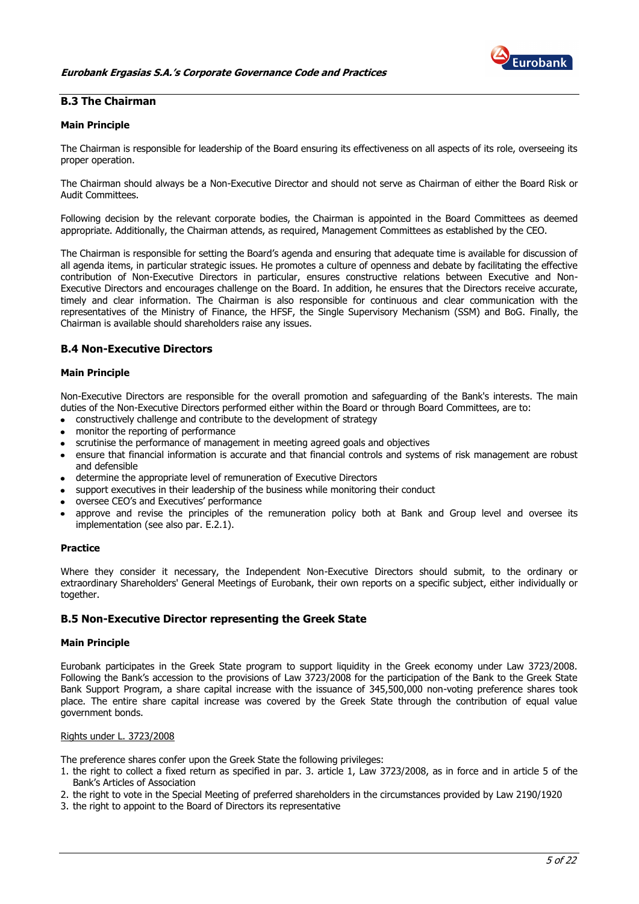## B.3 The Chairman

**Main Principle**

The Chairman is responsible for leadership of the Board ensuring its effectiveness on all aspects of its role, overseeing its proper operation.

The Chairman should always be a Non-Executive Director and should not serve as Chairman of either the Board Risk or Audit Committees.

Following decision by the relevant corporate bodies, the Chairman is appointed in the Board Committees as deemed appropriate. Additionally, the Chairman attends, as required, Management Committees as established by the CEO.

The Chairman is responsible for setting the Board's agenda and ensuring that adequate time is available for discussion of all agenda items, in particular strategic issues. He promotes a culture of openness and debate by facilitating the effective contribution of Non-Executive Directors in particular, ensures constructive relations between Executive and Non-Executive Directors and encourages challenge on the Board. In addition, he ensures that the Directors receive accurate, timely and clear information. The Chairman is also responsible for continuous and clear communication with the representatives of the Ministry of Finance, the HFSF, the Single Supervisory Mechanism (SSM) and BoG. Finally, the Chairman is available should shareholders raise any issues.

## B.4 Non-Executive Directors

**Main Principle**

Non-Executive Directors are responsible for the overall promotion and safeguarding of the Bank's interests. The main duties of the Non-Executive Directors performed either within the Board or through Board Committees, are to:

- constructively challenge and contribute to the development of strategy
- monitor the reporting of performance
- scrutinise the performance of management in meeting agreed goals and objectives
- ensure that financial information is accurate and that financial controls and systems of risk management are robust and defensible
- determine the appropriate level of remuneration of Executive Directors
- support executives in their leadership of the business while monitoring their conduct
- oversee CEO's and Executives' performance
- approve and revise the principles of the remuneration policy both at Bank and Group level and oversee its implementation (see also par. E.2.1).

**Practice**

Where they consider it necessary, the Independent Non-Executive Directors should submit, to the ordinary or extraordinary Shareholders' General Meetings of Eurobank, their own reports on a specific subject, either individually or together.

## B.5 Non-Executive Director representing the Greek State

**Main Principle**

Eurobank participates in the Greek State program to support liquidity in the Greek economy under Law 3723/2008. Following the Bank's accession to the provisions of Law 3723/2008 for the participation of the Bank to the Greek State Bank Support Program, a share capital increase with the issuance of 345,500,000 non-voting preference shares took place. The entire share capital increase was covered by the Greek State through the contribution of equal value government bonds.

<u>Rights under L. 3723/2008</u>

The preference shares confer upon the Greek State the following privileges:

1. the right to collect a fixed return as specified in par. 3. article 1, Law 3723/2008, as in force and in article 5 of the Bank's Articles of Association
2. the right to vote in the Special Meeting of preferred shareholders in the circumstances provided by Law 2190/1920
3. the right to appoint to the Board of Directors its representative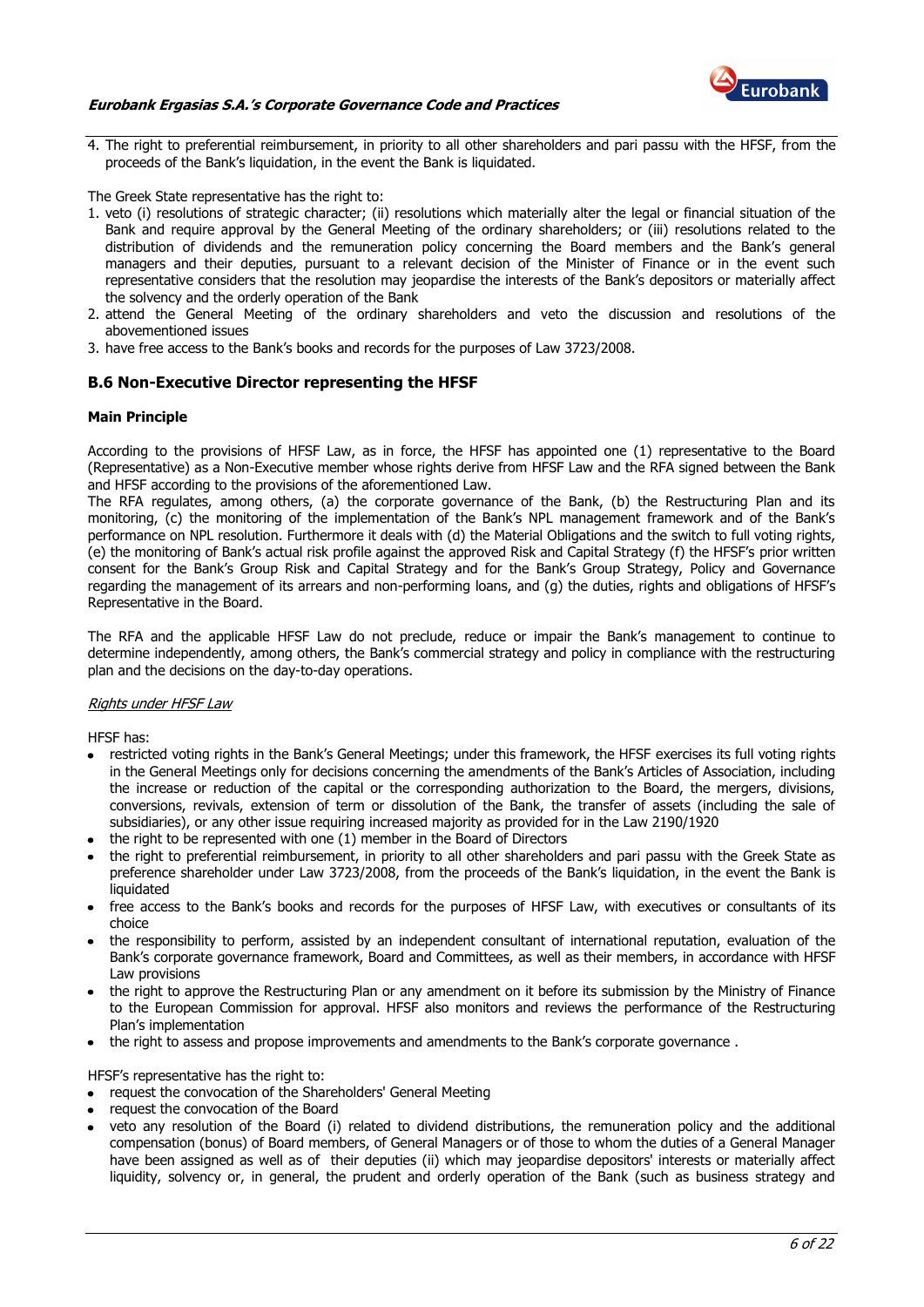4. The right to preferential reimbursement, in priority to all other shareholders and pari passu with the HFSF, from the proceeds of the Bank's liquidation, in the event the Bank is liquidated.

The Greek State representative has the right to:

1. veto (i) resolutions of strategic character; (ii) resolutions which materially alter the legal or financial situation of the Bank and require approval by the General Meeting of the ordinary shareholders; or (iii) resolutions related to the distribution of dividends and the remuneration policy concerning the Board members and the Bank's general managers and their deputies, pursuant to a relevant decision of the Minister of Finance or in the event such representative considers that the resolution may jeopardise the interests of the Bank's depositors or materially affect the solvency and the orderly operation of the Bank
2. attend the General Meeting of the ordinary shareholders and veto the discussion and resolutions of the abovementioned issues
3. have free access to the Bank's books and records for the purposes of Law 3723/2008.

## B.6 Non-Executive Director representing the HFSF

**Main Principle**

According to the provisions of HFSF Law, as in force, the HFSF has appointed one (1) representative to the Board (Representative) as a Non-Executive member whose rights derive from HFSF Law and the RFA signed between the Bank and HFSF according to the provisions of the aforementioned Law.
The RFA regulates, among others, (a) the corporate governance of the Bank, (b) the Restructuring Plan and its monitoring, (c) the monitoring of the implementation of the Bank's NPL management framework and of the Bank's performance on NPL resolution. Furthermore it deals with (d) the Material Obligations and the switch to full voting rights, (e) the monitoring of Bank's actual risk profile against the approved Risk and Capital Strategy (f) the HFSF's prior written consent for the Bank's Group Risk and Capital Strategy and for the Bank's Group Strategy, Policy and Governance regarding the management of its arrears and non-performing loans, and (g) the duties, rights and obligations of HFSF's Representative in the Board.

The RFA and the applicable HFSF Law do not preclude, reduce or impair the Bank's management to continue to determine independently, among others, the Bank's commercial strategy and policy in compliance with the restructuring plan and the decisions on the day-to-day operations.

*Rights under HFSF Law*

HFSF has:

- restricted voting rights in the Bank's General Meetings; under this framework, the HFSF exercises its full voting rights in the General Meetings only for decisions concerning the amendments of the Bank's Articles of Association, including the increase or reduction of the capital or the corresponding authorization to the Board, the mergers, divisions, conversions, revivals, extension of term or dissolution of the Bank, the transfer of assets (including the sale of subsidiaries), or any other issue requiring increased majority as provided for in the Law 2190/1920
- the right to be represented with one (1) member in the Board of Directors
- the right to preferential reimbursement, in priority to all other shareholders and pari passu with the Greek State as preference shareholder under Law 3723/2008, from the proceeds of the Bank's liquidation, in the event the Bank is liquidated
- free access to the Bank's books and records for the purposes of HFSF Law, with executives or consultants of its choice
- the responsibility to perform, assisted by an independent consultant of international reputation, evaluation of the Bank's corporate governance framework, Board and Committees, as well as their members, in accordance with HFSF Law provisions
- the right to approve the Restructuring Plan or any amendment on it before its submission by the Ministry of Finance to the European Commission for approval. HFSF also monitors and reviews the performance of the Restructuring Plan's implementation
- the right to assess and propose improvements and amendments to the Bank's corporate governance .

HFSF's representative has the right to:

- request the convocation of the Shareholders' General Meeting
- request the convocation of the Board
- veto any resolution of the Board (i) related to dividend distributions, the remuneration policy and the additional compensation (bonus) of Board members, of General Managers or of those to whom the duties of a General Manager have been assigned as well as of their deputies (ii) which may jeopardise depositors' interests or materially affect liquidity, solvency or, in general, the prudent and orderly operation of the Bank (such as business strategy and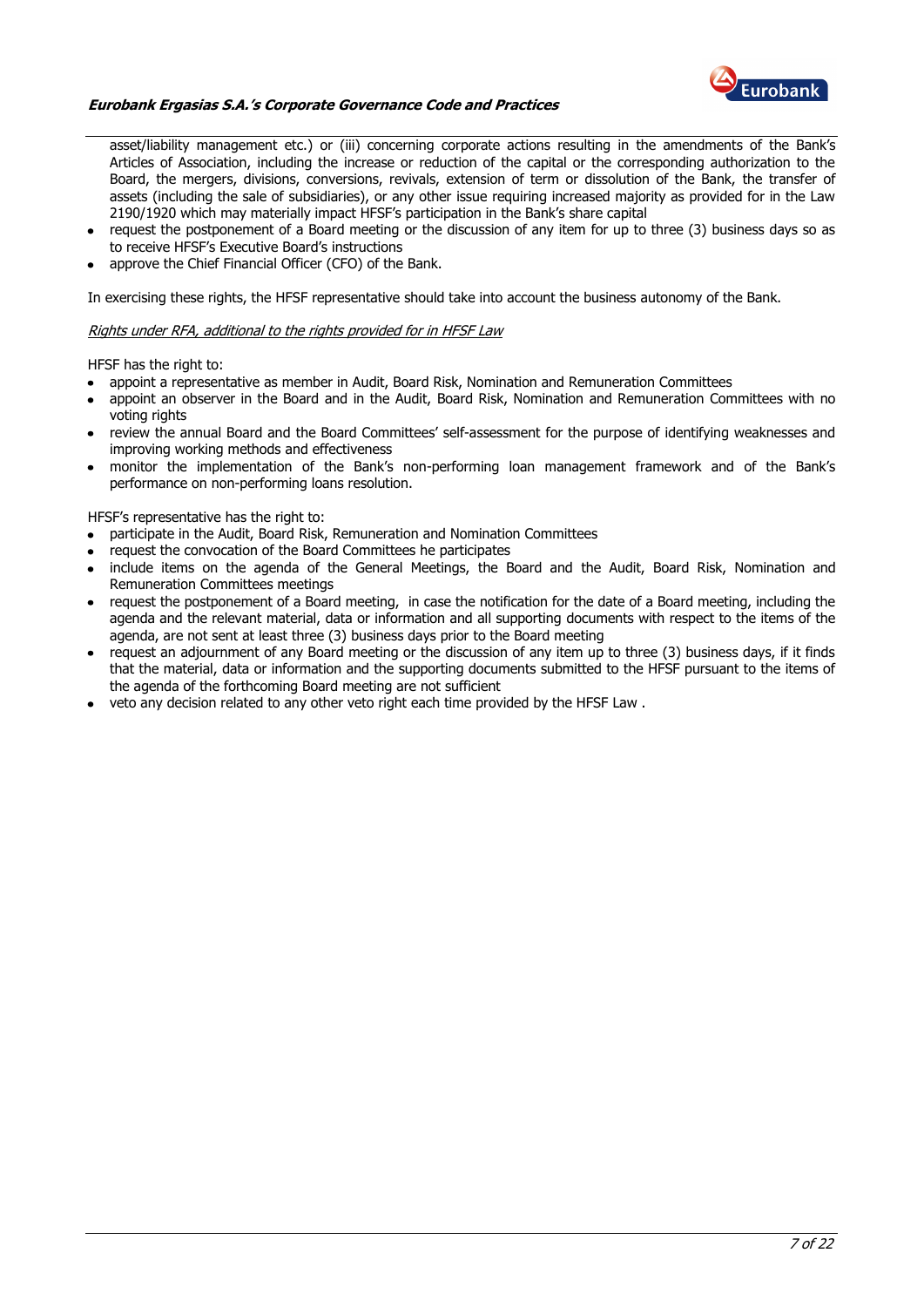asset/liability management etc.) or (iii) concerning corporate actions resulting in the amendments of the Bank's Articles of Association, including the increase or reduction of the capital or the corresponding authorization to the Board, the mergers, divisions, conversions, revivals, extension of term or dissolution of the Bank, the transfer of assets (including the sale of subsidiaries), or any other issue requiring increased majority as provided for in the Law 2190/1920 which may materially impact HFSF's participation in the Bank's share capital

- request the postponement of a Board meeting or the discussion of any item for up to three (3) business days so as to receive HFSF's Executive Board's instructions
- approve the Chief Financial Officer (CFO) of the Bank.

In exercising these rights, the HFSF representative should take into account the business autonomy of the Bank.

_Rights under RFA, additional to the rights provided for in HFSF Law_

HFSF has the right to:

- appoint a representative as member in Audit, Board Risk, Nomination and Remuneration Committees
- appoint an observer in the Board and in the Audit, Board Risk, Nomination and Remuneration Committees with no voting rights
- review the annual Board and the Board Committees' self-assessment for the purpose of identifying weaknesses and improving working methods and effectiveness
- monitor the implementation of the Bank's non-performing loan management framework and of the Bank's performance on non-performing loans resolution.

HFSF's representative has the right to:

- participate in the Audit, Board Risk, Remuneration and Nomination Committees
- request the convocation of the Board Committees he participates
- include items on the agenda of the General Meetings, the Board and the Audit, Board Risk, Nomination and Remuneration Committees meetings
- request the postponement of a Board meeting, in case the notification for the date of a Board meeting, including the agenda and the relevant material, data or information and all supporting documents with respect to the items of the agenda, are not sent at least three (3) business days prior to the Board meeting
- request an adjournment of any Board meeting or the discussion of any item up to three (3) business days, if it finds that the material, data or information and the supporting documents submitted to the HFSF pursuant to the items of the agenda of the forthcoming Board meeting are not sufficient
- veto any decision related to any other veto right each time provided by the HFSF Law .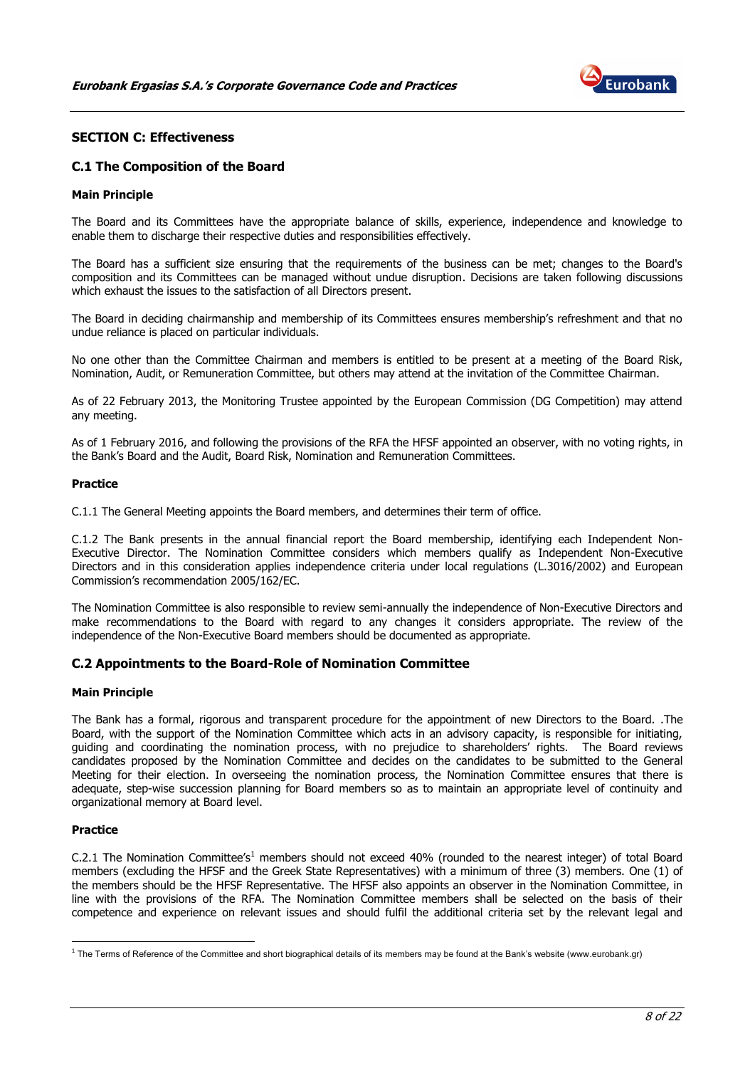## SECTION C: Effectiveness

### C.1 The Composition of the Board

**Main Principle**

The Board and its Committees have the appropriate balance of skills, experience, independence and knowledge to enable them to discharge their respective duties and responsibilities effectively.

The Board has a sufficient size ensuring that the requirements of the business can be met; changes to the Board's composition and its Committees can be managed without undue disruption. Decisions are taken following discussions which exhaust the issues to the satisfaction of all Directors present.

The Board in deciding chairmanship and membership of its Committees ensures membership's refreshment and that no undue reliance is placed on particular individuals.

No one other than the Committee Chairman and members is entitled to be present at a meeting of the Board Risk, Nomination, Audit, or Remuneration Committee, but others may attend at the invitation of the Committee Chairman.

As of 22 February 2013, the Monitoring Trustee appointed by the European Commission (DG Competition) may attend any meeting.

As of 1 February 2016, and following the provisions of the RFA the HFSF appointed an observer, with no voting rights, in the Bank's Board and the Audit, Board Risk, Nomination and Remuneration Committees.

**Practice**

C.1.1 The General Meeting appoints the Board members, and determines their term of office.

C.1.2 The Bank presents in the annual financial report the Board membership, identifying each Independent Non-Executive Director. The Nomination Committee considers which members qualify as Independent Non-Executive Directors and in this consideration applies independence criteria under local regulations (L.3016/2002) and European Commission's recommendation 2005/162/EC.

The Nomination Committee is also responsible to review semi-annually the independence of Non-Executive Directors and make recommendations to the Board with regard to any changes it considers appropriate. The review of the independence of the Non-Executive Board members should be documented as appropriate.

### C.2 Appointments to the Board-Role of Nomination Committee

**Main Principle**

The Bank has a formal, rigorous and transparent procedure for the appointment of new Directors to the Board. .The Board, with the support of the Nomination Committee which acts in an advisory capacity, is responsible for initiating, guiding and coordinating the nomination process, with no prejudice to shareholders' rights. The Board reviews candidates proposed by the Nomination Committee and decides on the candidates to be submitted to the General Meeting for their election. In overseeing the nomination process, the Nomination Committee ensures that there is adequate, step-wise succession planning for Board members so as to maintain an appropriate level of continuity and organizational memory at Board level.

**Practice**

C.2.1 The Nomination Committee's[1] members should not exceed 40% (rounded to the nearest integer) of total Board members (excluding the HFSF and the Greek State Representatives) with a minimum of three (3) members. One (1) of the members should be the HFSF Representative. The HFSF also appoints an observer in the Nomination Committee, in line with the provisions of the RFA. The Nomination Committee members shall be selected on the basis of their competence and experience on relevant issues and should fulfil the additional criteria set by the relevant legal and

---

[1] The Terms of Reference of the Committee and short biographical details of its members may be found at the Bank's website (www.eurobank.gr)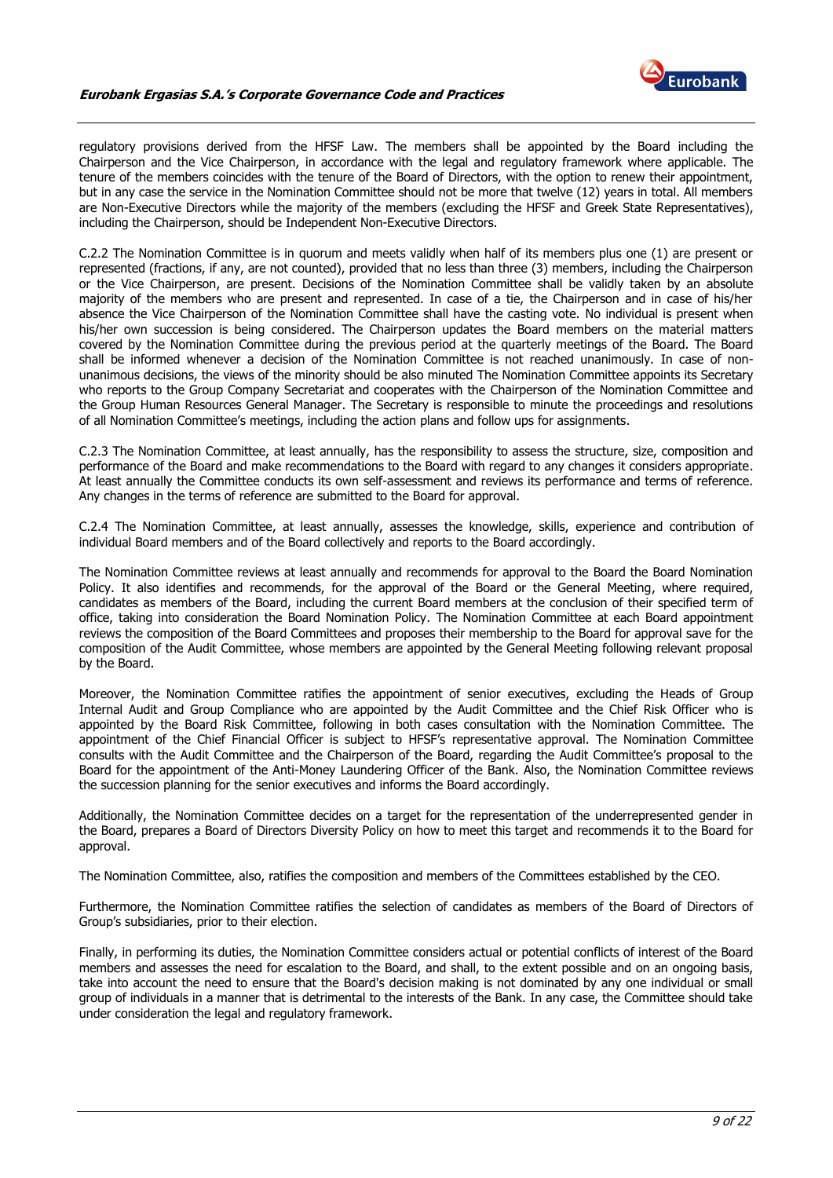regulatory provisions derived from the HFSF Law. The members shall be appointed by the Board including the Chairperson and the Vice Chairperson, in accordance with the legal and regulatory framework where applicable. The tenure of the members coincides with the tenure of the Board of Directors, with the option to renew their appointment, but in any case the service in the Nomination Committee should not be more that twelve (12) years in total. All members are Non-Executive Directors while the majority of the members (excluding the HFSF and Greek State Representatives), including the Chairperson, should be Independent Non-Executive Directors.

C.2.2 The Nomination Committee is in quorum and meets validly when half of its members plus one (1) are present or represented (fractions, if any, are not counted), provided that no less than three (3) members, including the Chairperson or the Vice Chairperson, are present. Decisions of the Nomination Committee shall be validly taken by an absolute majority of the members who are present and represented. In case of a tie, the Chairperson and in case of his/her absence the Vice Chairperson of the Nomination Committee shall have the casting vote. No individual is present when his/her own succession is being considered. The Chairperson updates the Board members on the material matters covered by the Nomination Committee during the previous period at the quarterly meetings of the Board. The Board shall be informed whenever a decision of the Nomination Committee is not reached unanimously. In case of non-unanimous decisions, the views of the minority should be also minuted The Nomination Committee appoints its Secretary who reports to the Group Company Secretariat and cooperates with the Chairperson of the Nomination Committee and the Group Human Resources General Manager. The Secretary is responsible to minute the proceedings and resolutions of all Nomination Committee's meetings, including the action plans and follow ups for assignments.

C.2.3 The Nomination Committee, at least annually, has the responsibility to assess the structure, size, composition and performance of the Board and make recommendations to the Board with regard to any changes it considers appropriate. At least annually the Committee conducts its own self-assessment and reviews its performance and terms of reference. Any changes in the terms of reference are submitted to the Board for approval.

C.2.4 The Nomination Committee, at least annually, assesses the knowledge, skills, experience and contribution of individual Board members and of the Board collectively and reports to the Board accordingly.

The Nomination Committee reviews at least annually and recommends for approval to the Board the Board Nomination Policy. It also identifies and recommends, for the approval of the Board or the General Meeting, where required, candidates as members of the Board, including the current Board members at the conclusion of their specified term of office, taking into consideration the Board Nomination Policy. The Nomination Committee at each Board appointment reviews the composition of the Board Committees and proposes their membership to the Board for approval save for the composition of the Audit Committee, whose members are appointed by the General Meeting following relevant proposal by the Board.

Moreover, the Nomination Committee ratifies the appointment of senior executives, excluding the Heads of Group Internal Audit and Group Compliance who are appointed by the Audit Committee and the Chief Risk Officer who is appointed by the Board Risk Committee, following in both cases consultation with the Nomination Committee. The appointment of the Chief Financial Officer is subject to HFSF's representative approval. The Nomination Committee consults with the Audit Committee and the Chairperson of the Board, regarding the Audit Committee's proposal to the Board for the appointment of the Anti-Money Laundering Officer of the Bank. Also, the Nomination Committee reviews the succession planning for the senior executives and informs the Board accordingly.

Additionally, the Nomination Committee decides on a target for the representation of the underrepresented gender in the Board, prepares a Board of Directors Diversity Policy on how to meet this target and recommends it to the Board for approval.

The Nomination Committee, also, ratifies the composition and members of the Committees established by the CEO.

Furthermore, the Nomination Committee ratifies the selection of candidates as members of the Board of Directors of Group's subsidiaries, prior to their election.

Finally, in performing its duties, the Nomination Committee considers actual or potential conflicts of interest of the Board members and assesses the need for escalation to the Board, and shall, to the extent possible and on an ongoing basis, take into account the need to ensure that the Board's decision making is not dominated by any one individual or small group of individuals in a manner that is detrimental to the interests of the Bank. In any case, the Committee should take under consideration the legal and regulatory framework.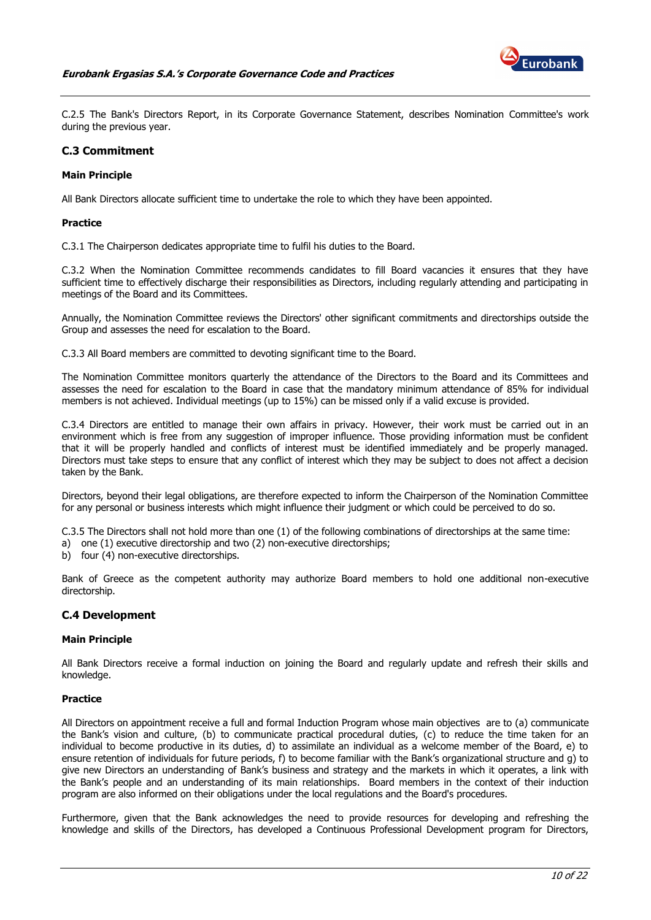C.2.5 The Bank's Directors Report, in its Corporate Governance Statement, describes Nomination Committee's work during the previous year.

## C.3 Commitment

**Main Principle**

All Bank Directors allocate sufficient time to undertake the role to which they have been appointed.

**Practice**

C.3.1 The Chairperson dedicates appropriate time to fulfil his duties to the Board.

C.3.2 When the Nomination Committee recommends candidates to fill Board vacancies it ensures that they have sufficient time to effectively discharge their responsibilities as Directors, including regularly attending and participating in meetings of the Board and its Committees.

Annually, the Nomination Committee reviews the Directors' other significant commitments and directorships outside the Group and assesses the need for escalation to the Board.

C.3.3 All Board members are committed to devoting significant time to the Board.

The Nomination Committee monitors quarterly the attendance of the Directors to the Board and its Committees and assesses the need for escalation to the Board in case that the mandatory minimum attendance of 85% for individual members is not achieved. Individual meetings (up to 15%) can be missed only if a valid excuse is provided.

C.3.4 Directors are entitled to manage their own affairs in privacy. However, their work must be carried out in an environment which is free from any suggestion of improper influence. Those providing information must be confident that it will be properly handled and conflicts of interest must be identified immediately and be properly managed. Directors must take steps to ensure that any conflict of interest which they may be subject to does not affect a decision taken by the Bank.

Directors, beyond their legal obligations, are therefore expected to inform the Chairperson of the Nomination Committee for any personal or business interests which might influence their judgment or which could be perceived to do so.

C.3.5 The Directors shall not hold more than one (1) of the following combinations of directorships at the same time:

a) one (1) executive directorship and two (2) non-executive directorships;
b) four (4) non-executive directorships.

Bank of Greece as the competent authority may authorize Board members to hold one additional non-executive directorship.

## C.4 Development

**Main Principle**

All Bank Directors receive a formal induction on joining the Board and regularly update and refresh their skills and knowledge.

**Practice**

All Directors on appointment receive a full and formal Induction Program whose main objectives are to (a) communicate the Bank's vision and culture, (b) to communicate practical procedural duties, (c) to reduce the time taken for an individual to become productive in its duties, d) to assimilate an individual as a welcome member of the Board, e) to ensure retention of individuals for future periods, f) to become familiar with the Bank's organizational structure and g) to give new Directors an understanding of Bank's business and strategy and the markets in which it operates, a link with the Bank's people and an understanding of its main relationships. Board members in the context of their induction program are also informed on their obligations under the local regulations and the Board's procedures.

Furthermore, given that the Bank acknowledges the need to provide resources for developing and refreshing the knowledge and skills of the Directors, has developed a Continuous Professional Development program for Directors,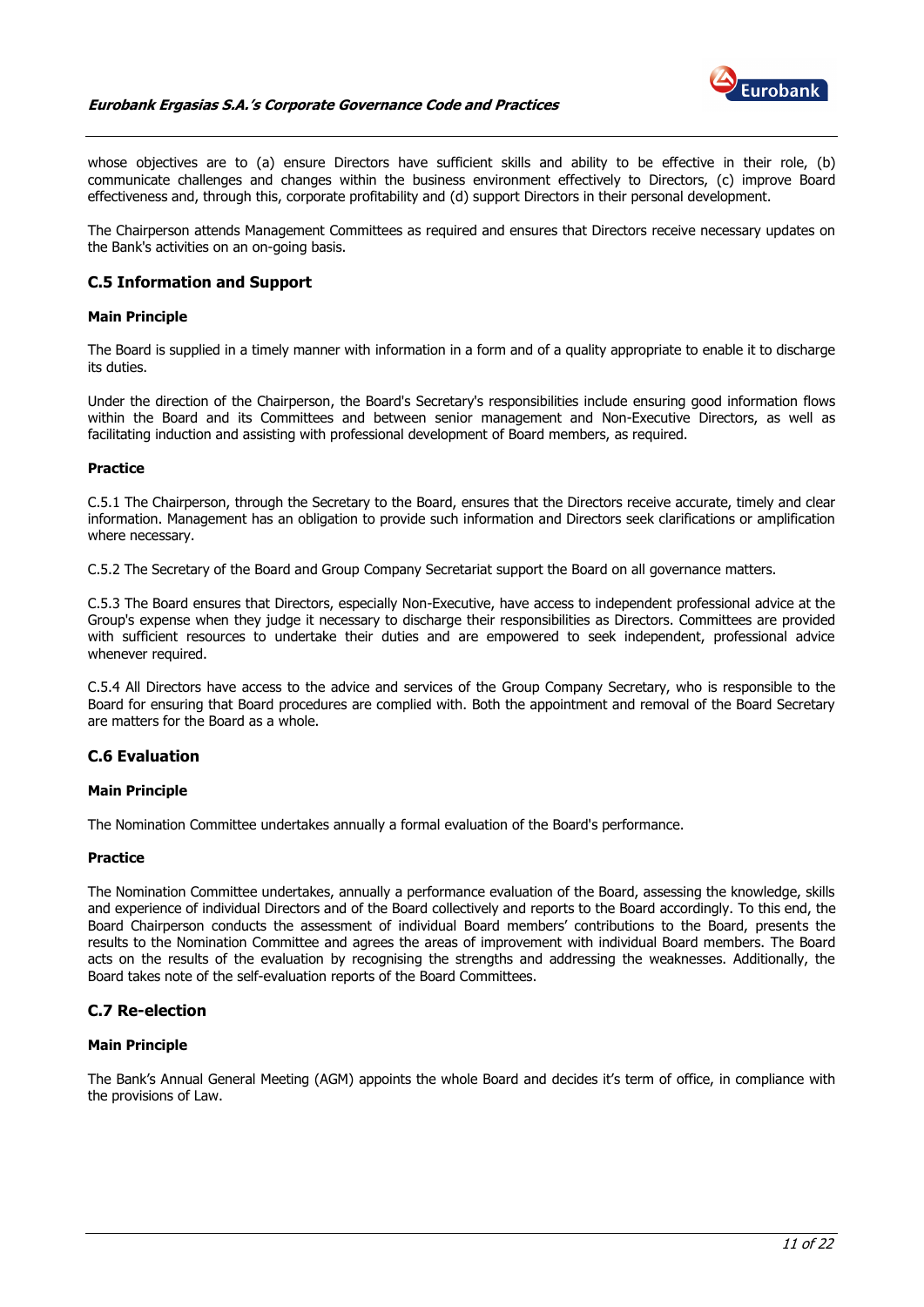whose objectives are to (a) ensure Directors have sufficient skills and ability to be effective in their role, (b) communicate challenges and changes within the business environment effectively to Directors, (c) improve Board effectiveness and, through this, corporate profitability and (d) support Directors in their personal development.

The Chairperson attends Management Committees as required and ensures that Directors receive necessary updates on the Bank's activities on an on-going basis.

## C.5 Information and Support

### Main Principle

The Board is supplied in a timely manner with information in a form and of a quality appropriate to enable it to discharge its duties.

Under the direction of the Chairperson, the Board's Secretary's responsibilities include ensuring good information flows within the Board and its Committees and between senior management and Non-Executive Directors, as well as facilitating induction and assisting with professional development of Board members, as required.

### Practice

C.5.1 The Chairperson, through the Secretary to the Board, ensures that the Directors receive accurate, timely and clear information. Management has an obligation to provide such information and Directors seek clarifications or amplification where necessary.

C.5.2 The Secretary of the Board and Group Company Secretariat support the Board on all governance matters.

C.5.3 The Board ensures that Directors, especially Non-Executive, have access to independent professional advice at the Group's expense when they judge it necessary to discharge their responsibilities as Directors. Committees are provided with sufficient resources to undertake their duties and are empowered to seek independent, professional advice whenever required.

C.5.4 All Directors have access to the advice and services of the Group Company Secretary, who is responsible to the Board for ensuring that Board procedures are complied with. Both the appointment and removal of the Board Secretary are matters for the Board as a whole.

## C.6 Evaluation

### Main Principle

The Nomination Committee undertakes annually a formal evaluation of the Board's performance.

### Practice

The Nomination Committee undertakes, annually a performance evaluation of the Board, assessing the knowledge, skills and experience of individual Directors and of the Board collectively and reports to the Board accordingly. To this end, the Board Chairperson conducts the assessment of individual Board members' contributions to the Board, presents the results to the Nomination Committee and agrees the areas of improvement with individual Board members. The Board acts on the results of the evaluation by recognising the strengths and addressing the weaknesses. Additionally, the Board takes note of the self-evaluation reports of the Board Committees.

## C.7 Re-election

### Main Principle

The Bank's Annual General Meeting (AGM) appoints the whole Board and decides it's term of office, in compliance with the provisions of Law.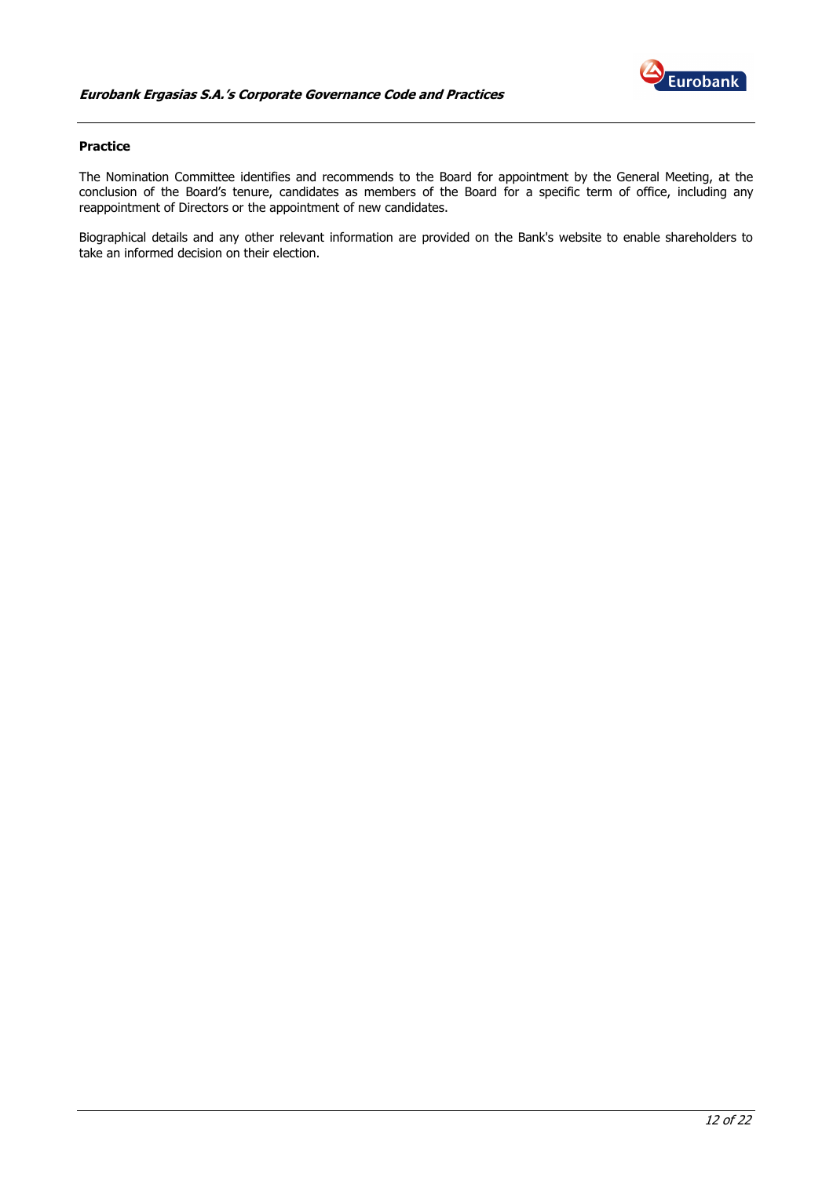**Practice**

The Nomination Committee identifies and recommends to the Board for appointment by the General Meeting, at the conclusion of the Board's tenure, candidates as members of the Board for a specific term of office, including any reappointment of Directors or the appointment of new candidates.

Biographical details and any other relevant information are provided on the Bank's website to enable shareholders to take an informed decision on their election.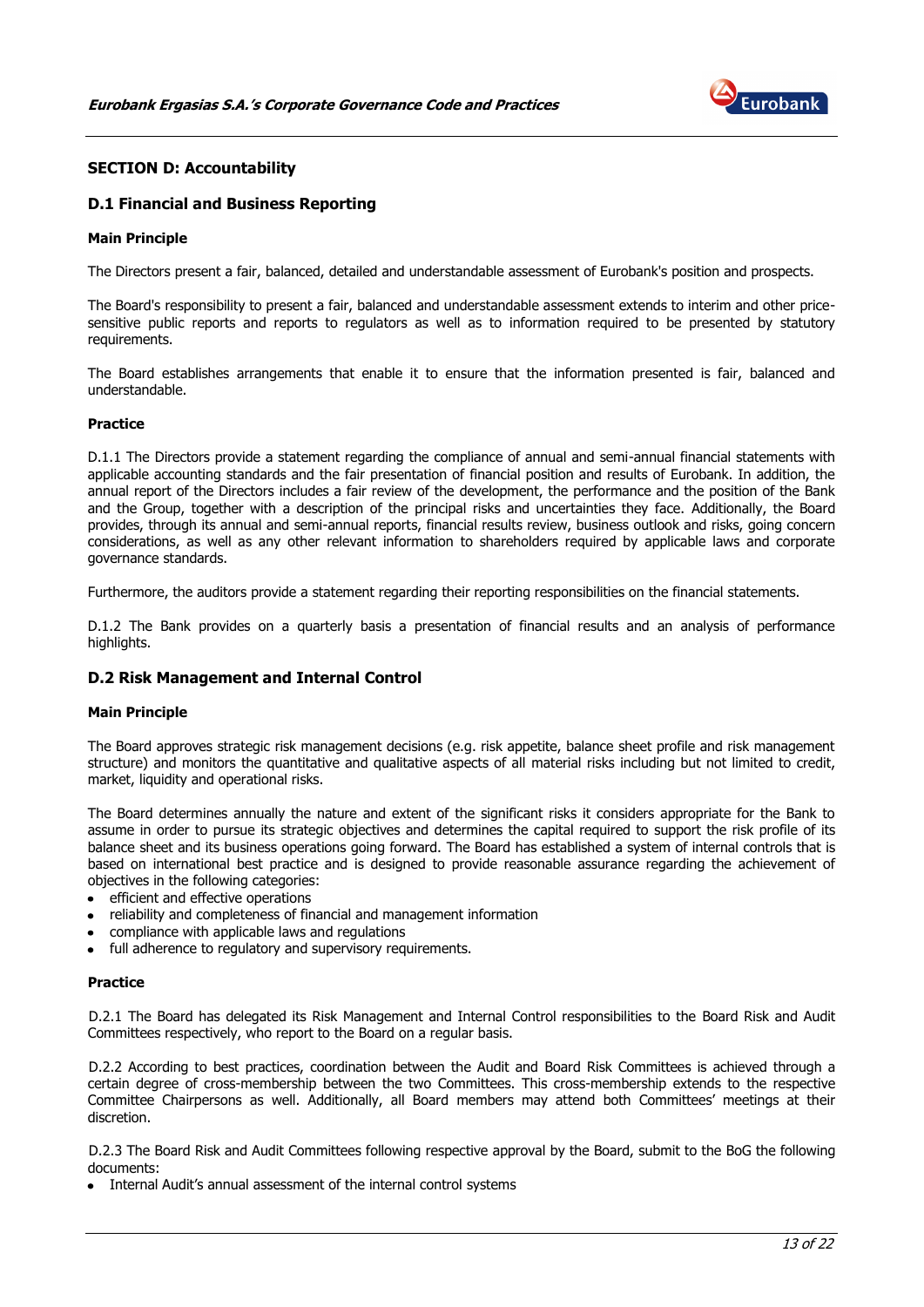## SECTION D: Accountability

### D.1 Financial and Business Reporting

#### Main Principle

The Directors present a fair, balanced, detailed and understandable assessment of Eurobank's position and prospects.

The Board's responsibility to present a fair, balanced and understandable assessment extends to interim and other price-sensitive public reports and reports to regulators as well as to information required to be presented by statutory requirements.

The Board establishes arrangements that enable it to ensure that the information presented is fair, balanced and understandable.

#### Practice

D.1.1 The Directors provide a statement regarding the compliance of annual and semi-annual financial statements with applicable accounting standards and the fair presentation of financial position and results of Eurobank. In addition, the annual report of the Directors includes a fair review of the development, the performance and the position of the Bank and the Group, together with a description of the principal risks and uncertainties they face. Additionally, the Board provides, through its annual and semi-annual reports, financial results review, business outlook and risks, going concern considerations, as well as any other relevant information to shareholders required by applicable laws and corporate governance standards.

Furthermore, the auditors provide a statement regarding their reporting responsibilities on the financial statements.

D.1.2 The Bank provides on a quarterly basis a presentation of financial results and an analysis of performance highlights.

### D.2 Risk Management and Internal Control

#### Main Principle

The Board approves strategic risk management decisions (e.g. risk appetite, balance sheet profile and risk management structure) and monitors the quantitative and qualitative aspects of all material risks including but not limited to credit, market, liquidity and operational risks.

The Board determines annually the nature and extent of the significant risks it considers appropriate for the Bank to assume in order to pursue its strategic objectives and determines the capital required to support the risk profile of its balance sheet and its business operations going forward. The Board has established a system of internal controls that is based on international best practice and is designed to provide reasonable assurance regarding the achievement of objectives in the following categories:

- efficient and effective operations
- reliability and completeness of financial and management information
- compliance with applicable laws and regulations
- full adherence to regulatory and supervisory requirements.

#### Practice

D.2.1 The Board has delegated its Risk Management and Internal Control responsibilities to the Board Risk and Audit Committees respectively, who report to the Board on a regular basis.

D.2.2 According to best practices, coordination between the Audit and Board Risk Committees is achieved through a certain degree of cross-membership between the two Committees. This cross-membership extends to the respective Committee Chairpersons as well. Additionally, all Board members may attend both Committees' meetings at their discretion.

D.2.3 The Board Risk and Audit Committees following respective approval by the Board, submit to the BoG the following documents:

- Internal Audit's annual assessment of the internal control systems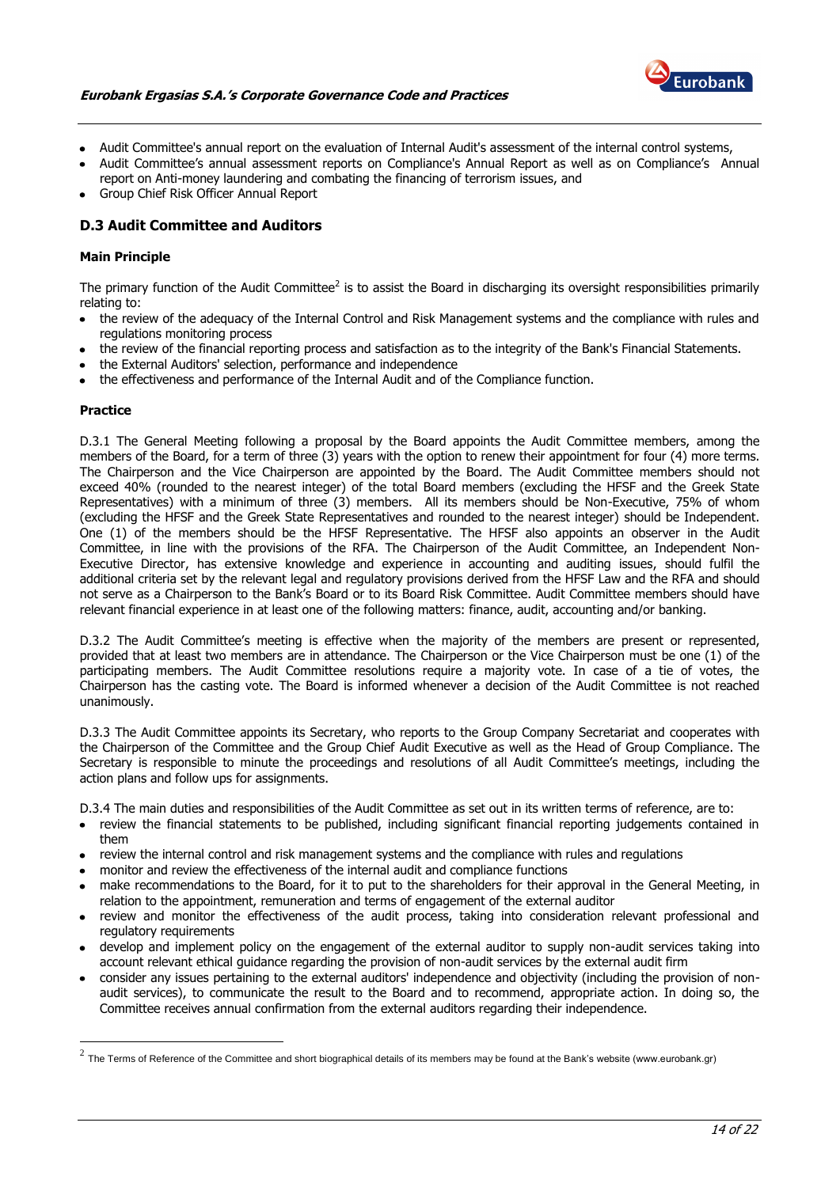- Audit Committee's annual report on the evaluation of Internal Audit's assessment of the internal control systems,
- Audit Committee's annual assessment reports on Compliance's Annual Report as well as on Compliance's Annual report on Anti-money laundering and combating the financing of terrorism issues, and
- Group Chief Risk Officer Annual Report

## D.3 Audit Committee and Auditors

### Main Principle

The primary function of the Audit Committee[2] is to assist the Board in discharging its oversight responsibilities primarily relating to:

- the review of the adequacy of the Internal Control and Risk Management systems and the compliance with rules and regulations monitoring process
- the review of the financial reporting process and satisfaction as to the integrity of the Bank's Financial Statements.
- the External Auditors' selection, performance and independence
- the effectiveness and performance of the Internal Audit and of the Compliance function.

### Practice

D.3.1 The General Meeting following a proposal by the Board appoints the Audit Committee members, among the members of the Board, for a term of three (3) years with the option to renew their appointment for four (4) more terms. The Chairperson and the Vice Chairperson are appointed by the Board. The Audit Committee members should not exceed 40% (rounded to the nearest integer) of the total Board members (excluding the HFSF and the Greek State Representatives) with a minimum of three (3) members. All its members should be Non-Executive, 75% of whom (excluding the HFSF and the Greek State Representatives and rounded to the nearest integer) should be Independent. One (1) of the members should be the HFSF Representative. The HFSF also appoints an observer in the Audit Committee, in line with the provisions of the RFA. The Chairperson of the Audit Committee, an Independent Non-Executive Director, has extensive knowledge and experience in accounting and auditing issues, should fulfil the additional criteria set by the relevant legal and regulatory provisions derived from the HFSF Law and the RFA and should not serve as a Chairperson to the Bank's Board or to its Board Risk Committee. Audit Committee members should have relevant financial experience in at least one of the following matters: finance, audit, accounting and/or banking.

D.3.2 The Audit Committee's meeting is effective when the majority of the members are present or represented, provided that at least two members are in attendance. The Chairperson or the Vice Chairperson must be one (1) of the participating members. The Audit Committee resolutions require a majority vote. In case of a tie of votes, the Chairperson has the casting vote. The Board is informed whenever a decision of the Audit Committee is not reached unanimously.

D.3.3 The Audit Committee appoints its Secretary, who reports to the Group Company Secretariat and cooperates with the Chairperson of the Committee and the Group Chief Audit Executive as well as the Head of Group Compliance. The Secretary is responsible to minute the proceedings and resolutions of all Audit Committee's meetings, including the action plans and follow ups for assignments.

D.3.4 The main duties and responsibilities of the Audit Committee as set out in its written terms of reference, are to:

- review the financial statements to be published, including significant financial reporting judgements contained in them
- review the internal control and risk management systems and the compliance with rules and regulations
- monitor and review the effectiveness of the internal audit and compliance functions
- make recommendations to the Board, for it to put to the shareholders for their approval in the General Meeting, in relation to the appointment, remuneration and terms of engagement of the external auditor
- review and monitor the effectiveness of the audit process, taking into consideration relevant professional and regulatory requirements
- develop and implement policy on the engagement of the external auditor to supply non-audit services taking into account relevant ethical guidance regarding the provision of non-audit services by the external audit firm
- consider any issues pertaining to the external auditors' independence and objectivity (including the provision of non-audit services), to communicate the result to the Board and to recommend, appropriate action. In doing so, the Committee receives annual confirmation from the external auditors regarding their independence.

---

[2] The Terms of Reference of the Committee and short biographical details of its members may be found at the Bank's website (www.eurobank.gr)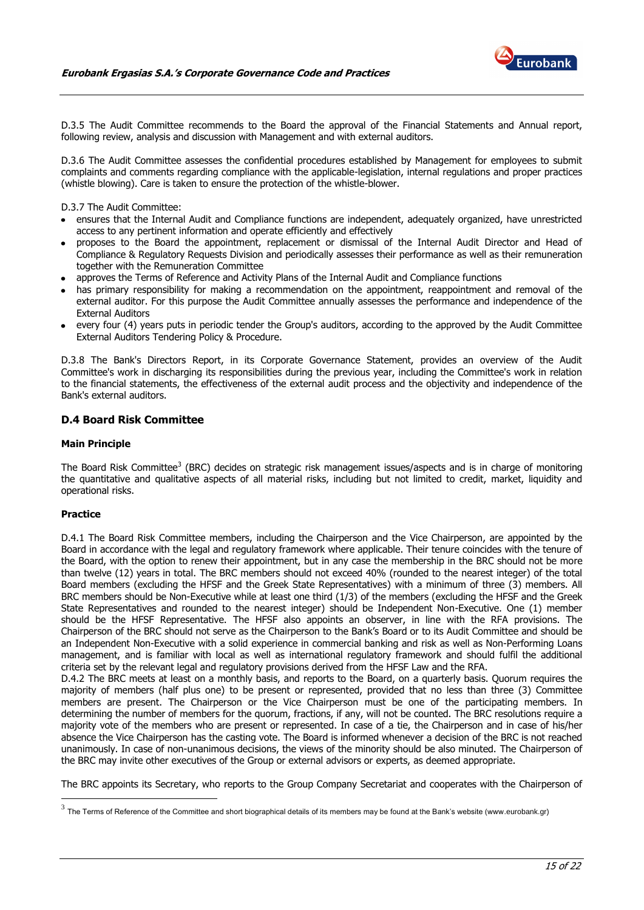D.3.5 The Audit Committee recommends to the Board the approval of the Financial Statements and Annual report, following review, analysis and discussion with Management and with external auditors.

D.3.6 The Audit Committee assesses the confidential procedures established by Management for employees to submit complaints and comments regarding compliance with the applicable-legislation, internal regulations and proper practices (whistle blowing). Care is taken to ensure the protection of the whistle-blower.

D.3.7 The Audit Committee:

- ensures that the Internal Audit and Compliance functions are independent, adequately organized, have unrestricted access to any pertinent information and operate efficiently and effectively
- proposes to the Board the appointment, replacement or dismissal of the Internal Audit Director and Head of Compliance & Regulatory Requests Division and periodically assesses their performance as well as their remuneration together with the Remuneration Committee
- approves the Terms of Reference and Activity Plans of the Internal Audit and Compliance functions
- has primary responsibility for making a recommendation on the appointment, reappointment and removal of the external auditor. For this purpose the Audit Committee annually assesses the performance and independence of the External Auditors
- every four (4) years puts in periodic tender the Group's auditors, according to the approved by the Audit Committee External Auditors Tendering Policy & Procedure.

D.3.8 The Bank's Directors Report, in its Corporate Governance Statement, provides an overview of the Audit Committee's work in discharging its responsibilities during the previous year, including the Committee's work in relation to the financial statements, the effectiveness of the external audit process and the objectivity and independence of the Bank's external auditors.

## D.4 Board Risk Committee

### Main Principle

The Board Risk Committee[3] (BRC) decides on strategic risk management issues/aspects and is in charge of monitoring the quantitative and qualitative aspects of all material risks, including but not limited to credit, market, liquidity and operational risks.

### Practice

D.4.1 The Board Risk Committee members, including the Chairperson and the Vice Chairperson, are appointed by the Board in accordance with the legal and regulatory framework where applicable. Their tenure coincides with the tenure of the Board, with the option to renew their appointment, but in any case the membership in the BRC should not be more than twelve (12) years in total. The BRC members should not exceed 40% (rounded to the nearest integer) of the total Board members (excluding the HFSF and the Greek State Representatives) with a minimum of three (3) members. All BRC members should be Non-Executive while at least one third (1/3) of the members (excluding the HFSF and the Greek State Representatives and rounded to the nearest integer) should be Independent Non-Executive. One (1) member should be the HFSF Representative. The HFSF also appoints an observer, in line with the RFA provisions. The Chairperson of the BRC should not serve as the Chairperson to the Bank's Board or to its Audit Committee and should be an Independent Non-Executive with a solid experience in commercial banking and risk as well as Non-Performing Loans management, and is familiar with local as well as international regulatory framework and should fulfil the additional criteria set by the relevant legal and regulatory provisions derived from the HFSF Law and the RFA.

D.4.2 The BRC meets at least on a monthly basis, and reports to the Board, on a quarterly basis. Quorum requires the majority of members (half plus one) to be present or represented, provided that no less than three (3) Committee members are present. The Chairperson or the Vice Chairperson must be one of the participating members. In determining the number of members for the quorum, fractions, if any, will not be counted. The BRC resolutions require a majority vote of the members who are present or represented. In case of a tie, the Chairperson and in case of his/her absence the Vice Chairperson has the casting vote. The Board is informed whenever a decision of the BRC is not reached unanimously. In case of non-unanimous decisions, the views of the minority should be also minuted. The Chairperson of the BRC may invite other executives of the Group or external advisors or experts, as deemed appropriate.

The BRC appoints its Secretary, who reports to the Group Company Secretariat and cooperates with the Chairperson of

[3] The Terms of Reference of the Committee and short biographical details of its members may be found at the Bank's website (www.eurobank.gr)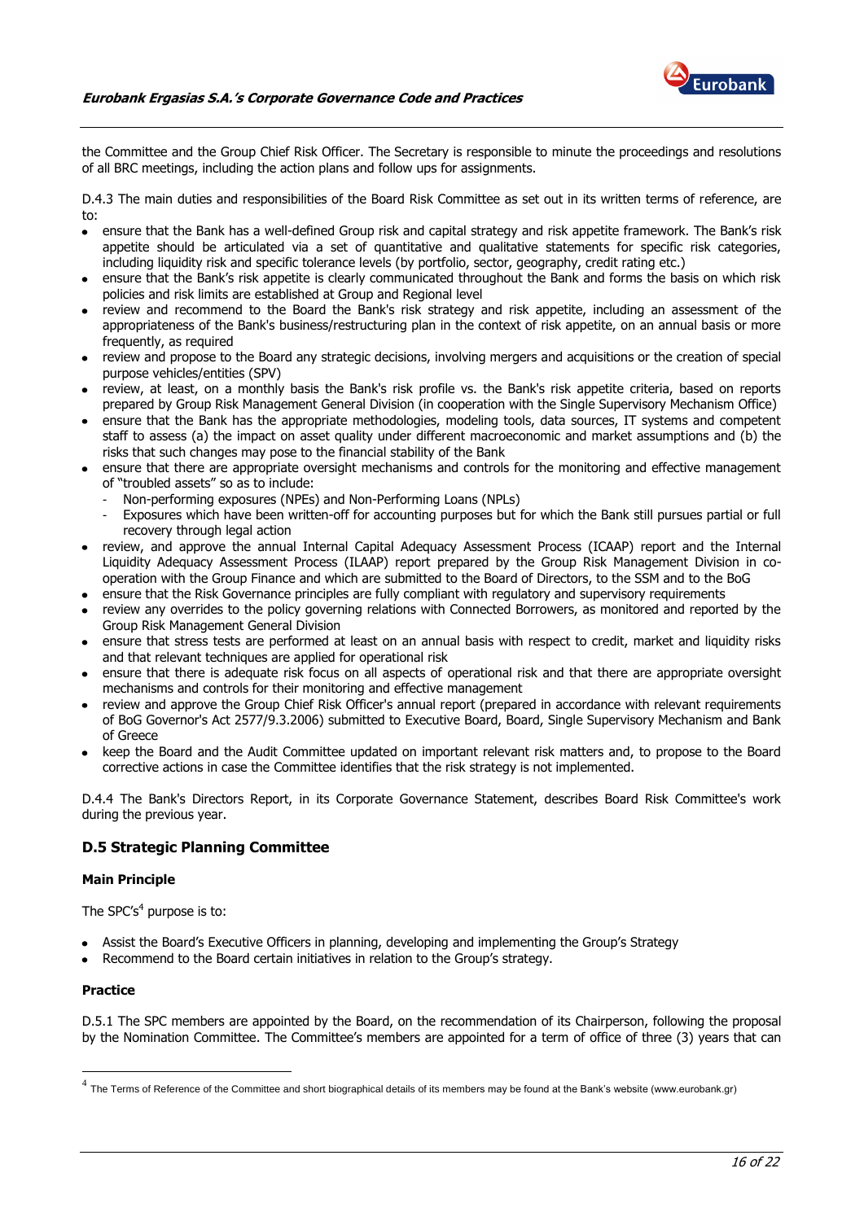the Committee and the Group Chief Risk Officer. The Secretary is responsible to minute the proceedings and resolutions of all BRC meetings, including the action plans and follow ups for assignments.

D.4.3 The main duties and responsibilities of the Board Risk Committee as set out in its written terms of reference, are to:

- ensure that the Bank has a well-defined Group risk and capital strategy and risk appetite framework. The Bank's risk appetite should be articulated via a set of quantitative and qualitative statements for specific risk categories, including liquidity risk and specific tolerance levels (by portfolio, sector, geography, credit rating etc.)
- ensure that the Bank's risk appetite is clearly communicated throughout the Bank and forms the basis on which risk policies and risk limits are established at Group and Regional level
- review and recommend to the Board the Bank's risk strategy and risk appetite, including an assessment of the appropriateness of the Bank's business/restructuring plan in the context of risk appetite, on an annual basis or more frequently, as required
- review and propose to the Board any strategic decisions, involving mergers and acquisitions or the creation of special purpose vehicles/entities (SPV)
- review, at least, on a monthly basis the Bank's risk profile vs. the Bank's risk appetite criteria, based on reports prepared by Group Risk Management General Division (in cooperation with the Single Supervisory Mechanism Office)
- ensure that the Bank has the appropriate methodologies, modeling tools, data sources, IT systems and competent staff to assess (a) the impact on asset quality under different macroeconomic and market assumptions and (b) the risks that such changes may pose to the financial stability of the Bank
- ensure that there are appropriate oversight mechanisms and controls for the monitoring and effective management of "troubled assets" so as to include:
  - Non-performing exposures (NPEs) and Non-Performing Loans (NPLs)
  - Exposures which have been written-off for accounting purposes but for which the Bank still pursues partial or full recovery through legal action
- review, and approve the annual Internal Capital Adequacy Assessment Process (ICAAP) report and the Internal Liquidity Adequacy Assessment Process (ILAAP) report prepared by the Group Risk Management Division in co-operation with the Group Finance and which are submitted to the Board of Directors, to the SSM and to the BoG
- ensure that the Risk Governance principles are fully compliant with regulatory and supervisory requirements
- review any overrides to the policy governing relations with Connected Borrowers, as monitored and reported by the Group Risk Management General Division
- ensure that stress tests are performed at least on an annual basis with respect to credit, market and liquidity risks and that relevant techniques are applied for operational risk
- ensure that there is adequate risk focus on all aspects of operational risk and that there are appropriate oversight mechanisms and controls for their monitoring and effective management
- review and approve the Group Chief Risk Officer's annual report (prepared in accordance with relevant requirements of BoG Governor's Act 2577/9.3.2006) submitted to Executive Board, Board, Single Supervisory Mechanism and Bank of Greece
- keep the Board and the Audit Committee updated on important relevant risk matters and, to propose to the Board corrective actions in case the Committee identifies that the risk strategy is not implemented.

D.4.4 The Bank's Directors Report, in its Corporate Governance Statement, describes Board Risk Committee's work during the previous year.

## D.5 Strategic Planning Committee

### Main Principle

The SPC's[4] purpose is to:

- Assist the Board's Executive Officers in planning, developing and implementing the Group's Strategy
- Recommend to the Board certain initiatives in relation to the Group's strategy.

### Practice

D.5.1 The SPC members are appointed by the Board, on the recommendation of its Chairperson, following the proposal by the Nomination Committee. The Committee's members are appointed for a term of office of three (3) years that can

[4] The Terms of Reference of the Committee and short biographical details of its members may be found at the Bank's website (www.eurobank.gr)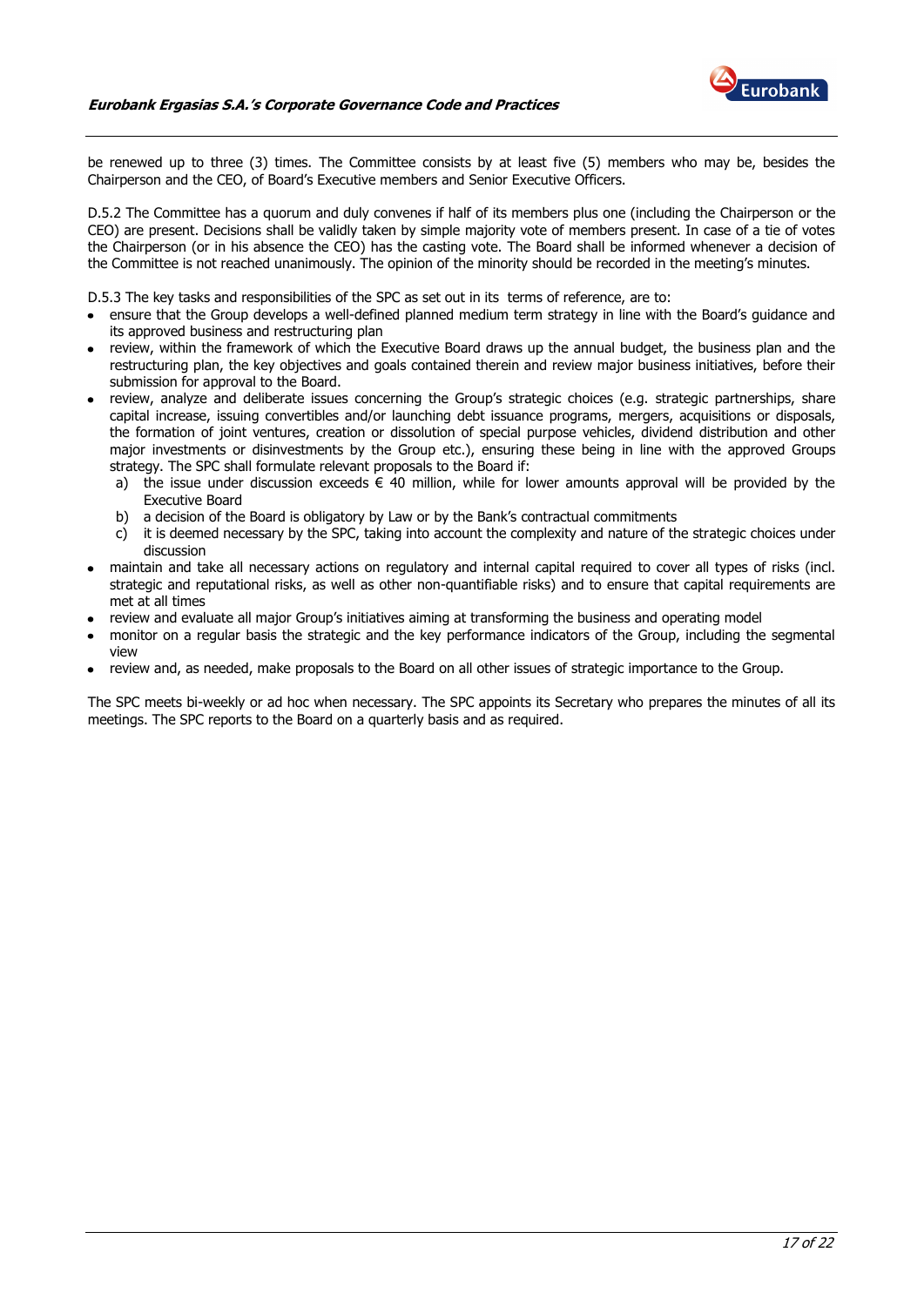be renewed up to three (3) times. The Committee consists by at least five (5) members who may be, besides the Chairperson and the CEO, of Board's Executive members and Senior Executive Officers.

D.5.2 The Committee has a quorum and duly convenes if half of its members plus one (including the Chairperson or the CEO) are present. Decisions shall be validly taken by simple majority vote of members present. In case of a tie of votes the Chairperson (or in his absence the CEO) has the casting vote. The Board shall be informed whenever a decision of the Committee is not reached unanimously. The opinion of the minority should be recorded in the meeting's minutes.

D.5.3 The key tasks and responsibilities of the SPC as set out in its terms of reference, are to:

- ensure that the Group develops a well-defined planned medium term strategy in line with the Board's guidance and its approved business and restructuring plan
- review, within the framework of which the Executive Board draws up the annual budget, the business plan and the restructuring plan, the key objectives and goals contained therein and review major business initiatives, before their submission for approval to the Board.
- review, analyze and deliberate issues concerning the Group's strategic choices (e.g. strategic partnerships, share capital increase, issuing convertibles and/or launching debt issuance programs, mergers, acquisitions or disposals, the formation of joint ventures, creation or dissolution of special purpose vehicles, dividend distribution and other major investments or disinvestments by the Group etc.), ensuring these being in line with the approved Groups strategy. The SPC shall formulate relevant proposals to the Board if:
  a) the issue under discussion exceeds € 40 million, while for lower amounts approval will be provided by the Executive Board
  b) a decision of the Board is obligatory by Law or by the Bank's contractual commitments
  c) it is deemed necessary by the SPC, taking into account the complexity and nature of the strategic choices under discussion
- maintain and take all necessary actions on regulatory and internal capital required to cover all types of risks (incl. strategic and reputational risks, as well as other non-quantifiable risks) and to ensure that capital requirements are met at all times
- review and evaluate all major Group's initiatives aiming at transforming the business and operating model
- monitor on a regular basis the strategic and the key performance indicators of the Group, including the segmental view
- review and, as needed, make proposals to the Board on all other issues of strategic importance to the Group.

The SPC meets bi-weekly or ad hoc when necessary. The SPC appoints its Secretary who prepares the minutes of all its meetings. The SPC reports to the Board on a quarterly basis and as required.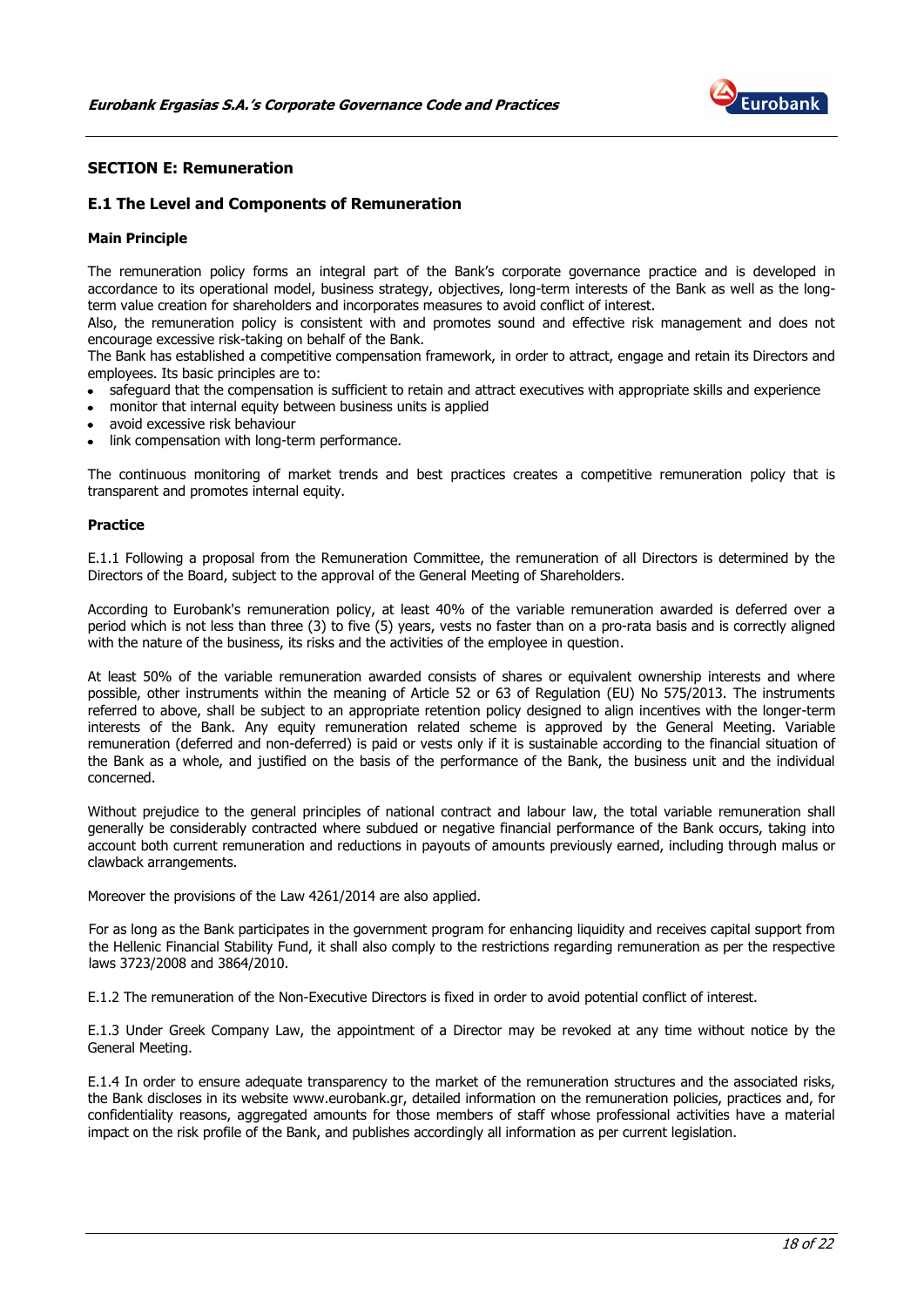## SECTION E: Remuneration

### E.1 The Level and Components of Remuneration

**Main Principle**

The remuneration policy forms an integral part of the Bank's corporate governance practice and is developed in accordance to its operational model, business strategy, objectives, long-term interests of the Bank as well as the long-term value creation for shareholders and incorporates measures to avoid conflict of interest.
Also, the remuneration policy is consistent with and promotes sound and effective risk management and does not encourage excessive risk-taking on behalf of the Bank.
The Bank has established a competitive compensation framework, in order to attract, engage and retain its Directors and employees. Its basic principles are to:

- safeguard that the compensation is sufficient to retain and attract executives with appropriate skills and experience
- monitor that internal equity between business units is applied
- avoid excessive risk behaviour
- link compensation with long-term performance.

The continuous monitoring of market trends and best practices creates a competitive remuneration policy that is transparent and promotes internal equity.

**Practice**

E.1.1 Following a proposal from the Remuneration Committee, the remuneration of all Directors is determined by the Directors of the Board, subject to the approval of the General Meeting of Shareholders.

According to Eurobank's remuneration policy, at least 40% of the variable remuneration awarded is deferred over a period which is not less than three (3) to five (5) years, vests no faster than on a pro-rata basis and is correctly aligned with the nature of the business, its risks and the activities of the employee in question.

At least 50% of the variable remuneration awarded consists of shares or equivalent ownership interests and where possible, other instruments within the meaning of Article 52 or 63 of Regulation (EU) No 575/2013. The instruments referred to above, shall be subject to an appropriate retention policy designed to align incentives with the longer-term interests of the Bank. Any equity remuneration related scheme is approved by the General Meeting. Variable remuneration (deferred and non-deferred) is paid or vests only if it is sustainable according to the financial situation of the Bank as a whole, and justified on the basis of the performance of the Bank, the business unit and the individual concerned.

Without prejudice to the general principles of national contract and labour law, the total variable remuneration shall generally be considerably contracted where subdued or negative financial performance of the Bank occurs, taking into account both current remuneration and reductions in payouts of amounts previously earned, including through malus or clawback arrangements.

Moreover the provisions of the Law 4261/2014 are also applied.

For as long as the Bank participates in the government program for enhancing liquidity and receives capital support from the Hellenic Financial Stability Fund, it shall also comply to the restrictions regarding remuneration as per the respective laws 3723/2008 and 3864/2010.

E.1.2 The remuneration of the Non-Executive Directors is fixed in order to avoid potential conflict of interest.

E.1.3 Under Greek Company Law, the appointment of a Director may be revoked at any time without notice by the General Meeting.

E.1.4 In order to ensure adequate transparency to the market of the remuneration structures and the associated risks, the Bank discloses in its website www.eurobank.gr, detailed information on the remuneration policies, practices and, for confidentiality reasons, aggregated amounts for those members of staff whose professional activities have a material impact on the risk profile of the Bank, and publishes accordingly all information as per current legislation.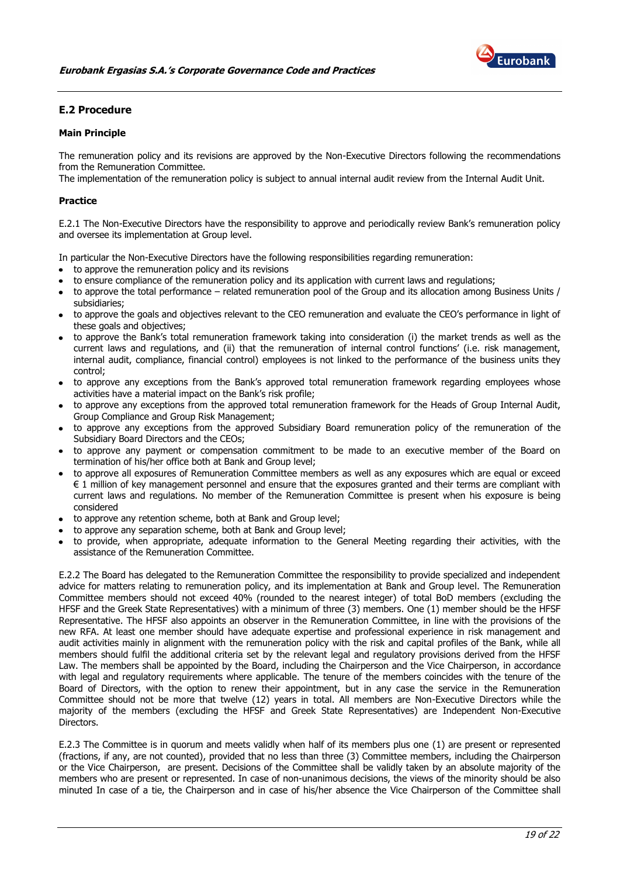## E.2 Procedure

### Main Principle

The remuneration policy and its revisions are approved by the Non-Executive Directors following the recommendations from the Remuneration Committee.
The implementation of the remuneration policy is subject to annual internal audit review from the Internal Audit Unit.

### Practice

E.2.1 The Non-Executive Directors have the responsibility to approve and periodically review Bank's remuneration policy and oversee its implementation at Group level.

In particular the Non-Executive Directors have the following responsibilities regarding remuneration:

- to approve the remuneration policy and its revisions
- to ensure compliance of the remuneration policy and its application with current laws and regulations;
- to approve the total performance – related remuneration pool of the Group and its allocation among Business Units / subsidiaries;
- to approve the goals and objectives relevant to the CEO remuneration and evaluate the CEO's performance in light of these goals and objectives;
- to approve the Bank's total remuneration framework taking into consideration (i) the market trends as well as the current laws and regulations, and (ii) that the remuneration of internal control functions' (i.e. risk management, internal audit, compliance, financial control) employees is not linked to the performance of the business units they control;
- to approve any exceptions from the Bank's approved total remuneration framework regarding employees whose activities have a material impact on the Bank's risk profile;
- to approve any exceptions from the approved total remuneration framework for the Heads of Group Internal Audit, Group Compliance and Group Risk Management;
- to approve any exceptions from the approved Subsidiary Board remuneration policy of the remuneration of the Subsidiary Board Directors and the CEOs;
- to approve any payment or compensation commitment to be made to an executive member of the Board on termination of his/her office both at Bank and Group level;
- to approve all exposures of Remuneration Committee members as well as any exposures which are equal or exceed € 1 million of key management personnel and ensure that the exposures granted and their terms are compliant with current laws and regulations. No member of the Remuneration Committee is present when his exposure is being considered
- to approve any retention scheme, both at Bank and Group level;
- to approve any separation scheme, both at Bank and Group level;
- to provide, when appropriate, adequate information to the General Meeting regarding their activities, with the assistance of the Remuneration Committee.

E.2.2 The Board has delegated to the Remuneration Committee the responsibility to provide specialized and independent advice for matters relating to remuneration policy, and its implementation at Bank and Group level. The Remuneration Committee members should not exceed 40% (rounded to the nearest integer) of total BoD members (excluding the HFSF and the Greek State Representatives) with a minimum of three (3) members. One (1) member should be the HFSF Representative. The HFSF also appoints an observer in the Remuneration Committee, in line with the provisions of the new RFA. At least one member should have adequate expertise and professional experience in risk management and audit activities mainly in alignment with the remuneration policy with the risk and capital profiles of the Bank, while all members should fulfil the additional criteria set by the relevant legal and regulatory provisions derived from the HFSF Law. The members shall be appointed by the Board, including the Chairperson and the Vice Chairperson, in accordance with legal and regulatory requirements where applicable. The tenure of the members coincides with the tenure of the Board of Directors, with the option to renew their appointment, but in any case the service in the Remuneration Committee should not be more that twelve (12) years in total. All members are Non-Executive Directors while the majority of the members (excluding the HFSF and Greek State Representatives) are Independent Non-Executive Directors.

E.2.3 The Committee is in quorum and meets validly when half of its members plus one (1) are present or represented (fractions, if any, are not counted), provided that no less than three (3) Committee members, including the Chairperson or the Vice Chairperson, are present. Decisions of the Committee shall be validly taken by an absolute majority of the members who are present or represented. In case of non-unanimous decisions, the views of the minority should be also minuted In case of a tie, the Chairperson and in case of his/her absence the Vice Chairperson of the Committee shall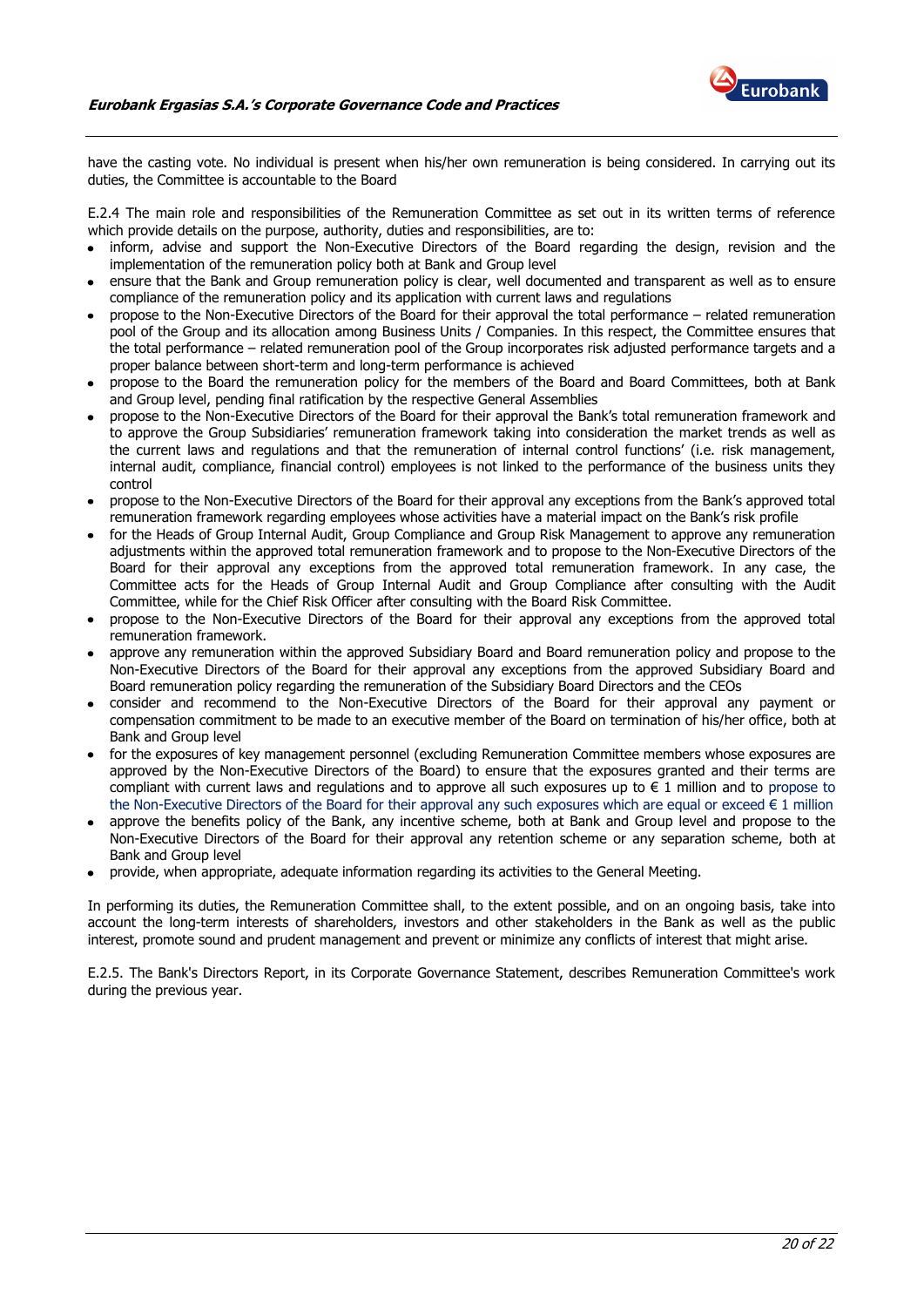have the casting vote. No individual is present when his/her own remuneration is being considered. In carrying out its duties, the Committee is accountable to the Board

E.2.4 The main role and responsibilities of the Remuneration Committee as set out in its written terms of reference which provide details on the purpose, authority, duties and responsibilities, are to:

- inform, advise and support the Non-Executive Directors of the Board regarding the design, revision and the implementation of the remuneration policy both at Bank and Group level
- ensure that the Bank and Group remuneration policy is clear, well documented and transparent as well as to ensure compliance of the remuneration policy and its application with current laws and regulations
- propose to the Non-Executive Directors of the Board for their approval the total performance – related remuneration pool of the Group and its allocation among Business Units / Companies. In this respect, the Committee ensures that the total performance – related remuneration pool of the Group incorporates risk adjusted performance targets and a proper balance between short-term and long-term performance is achieved
- propose to the Board the remuneration policy for the members of the Board and Board Committees, both at Bank and Group level, pending final ratification by the respective General Assemblies
- propose to the Non-Executive Directors of the Board for their approval the Bank's total remuneration framework and to approve the Group Subsidiaries' remuneration framework taking into consideration the market trends as well as the current laws and regulations and that the remuneration of internal control functions' (i.e. risk management, internal audit, compliance, financial control) employees is not linked to the performance of the business units they control
- propose to the Non-Executive Directors of the Board for their approval any exceptions from the Bank's approved total remuneration framework regarding employees whose activities have a material impact on the Bank's risk profile
- for the Heads of Group Internal Audit, Group Compliance and Group Risk Management to approve any remuneration adjustments within the approved total remuneration framework and to propose to the Non-Executive Directors of the Board for their approval any exceptions from the approved total remuneration framework. In any case, the Committee acts for the Heads of Group Internal Audit and Group Compliance after consulting with the Audit Committee, while for the Chief Risk Officer after consulting with the Board Risk Committee.
- propose to the Non-Executive Directors of the Board for their approval any exceptions from the approved total remuneration framework.
- approve any remuneration within the approved Subsidiary Board and Board remuneration policy and propose to the Non-Executive Directors of the Board for their approval any exceptions from the approved Subsidiary Board and Board remuneration policy regarding the remuneration of the Subsidiary Board Directors and the CEOs
- consider and recommend to the Non-Executive Directors of the Board for their approval any payment or compensation commitment to be made to an executive member of the Board on termination of his/her office, both at Bank and Group level
- for the exposures of key management personnel (excluding Remuneration Committee members whose exposures are approved by the Non-Executive Directors of the Board) to ensure that the exposures granted and their terms are compliant with current laws and regulations and to approve all such exposures up to € 1 million and to propose to the Non-Executive Directors of the Board for their approval any such exposures which are equal or exceed € 1 million
- approve the benefits policy of the Bank, any incentive scheme, both at Bank and Group level and propose to the Non-Executive Directors of the Board for their approval any retention scheme or any separation scheme, both at Bank and Group level
- provide, when appropriate, adequate information regarding its activities to the General Meeting.

In performing its duties, the Remuneration Committee shall, to the extent possible, and on an ongoing basis, take into account the long-term interests of shareholders, investors and other stakeholders in the Bank as well as the public interest, promote sound and prudent management and prevent or minimize any conflicts of interest that might arise.

E.2.5. The Bank's Directors Report, in its Corporate Governance Statement, describes Remuneration Committee's work during the previous year.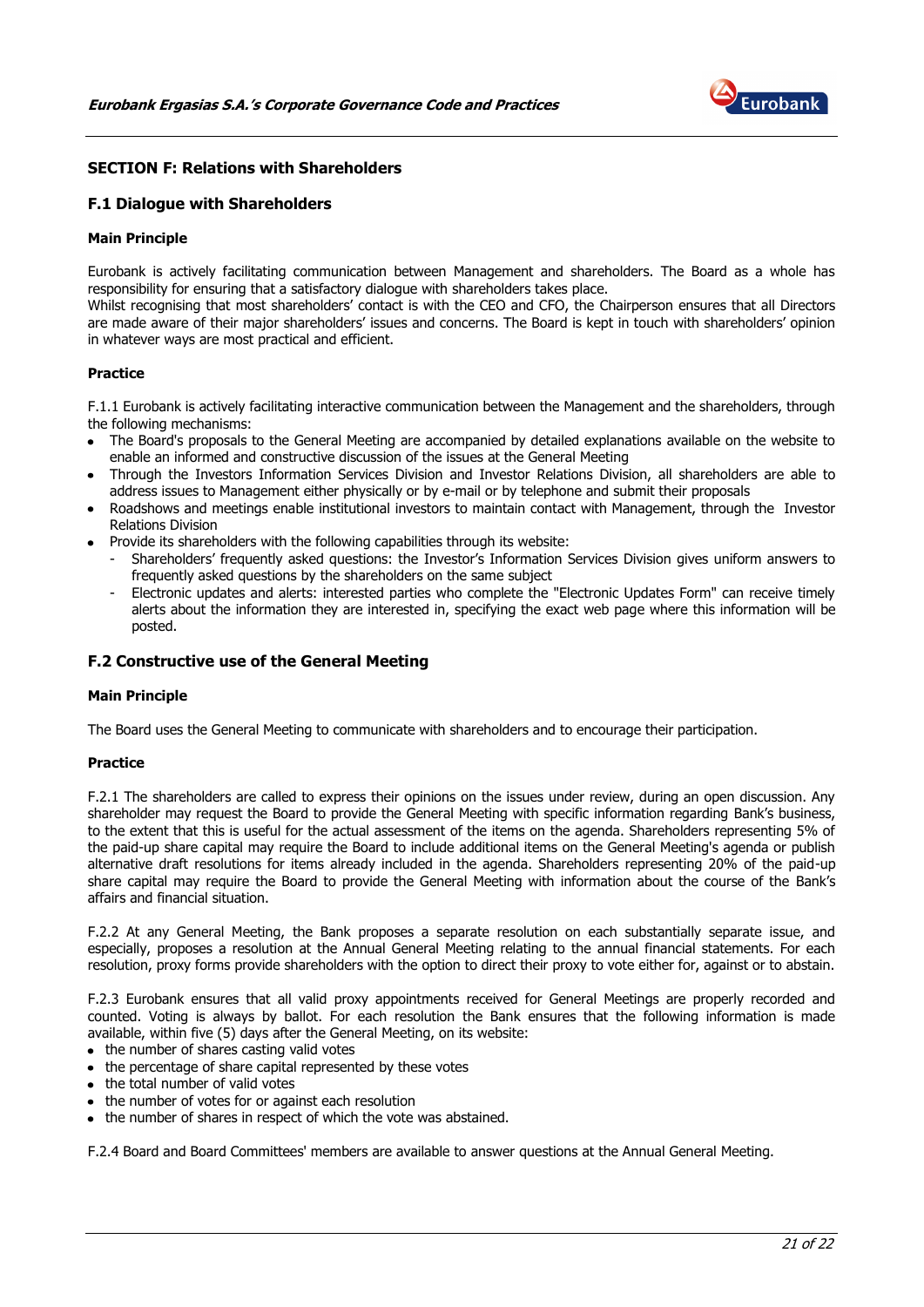## SECTION F: Relations with Shareholders

### F.1 Dialogue with Shareholders

#### Main Principle

Eurobank is actively facilitating communication between Management and shareholders. The Board as a whole has responsibility for ensuring that a satisfactory dialogue with shareholders takes place.
Whilst recognising that most shareholders' contact is with the CEO and CFO, the Chairperson ensures that all Directors are made aware of their major shareholders' issues and concerns. The Board is kept in touch with shareholders' opinion in whatever ways are most practical and efficient.

#### Practice

F.1.1 Eurobank is actively facilitating interactive communication between the Management and the shareholders, through the following mechanisms:

- The Board's proposals to the General Meeting are accompanied by detailed explanations available on the website to enable an informed and constructive discussion of the issues at the General Meeting
- Through the Investors Information Services Division and Investor Relations Division, all shareholders are able to address issues to Management either physically or by e-mail or by telephone and submit their proposals
- Roadshows and meetings enable institutional investors to maintain contact with Management, through the Investor Relations Division
- Provide its shareholders with the following capabilities through its website:
    - Shareholders' frequently asked questions: the Investor's Information Services Division gives uniform answers to frequently asked questions by the shareholders on the same subject
    - Electronic updates and alerts: interested parties who complete the "Electronic Updates Form" can receive timely alerts about the information they are interested in, specifying the exact web page where this information will be posted.

### F.2 Constructive use of the General Meeting

#### Main Principle

The Board uses the General Meeting to communicate with shareholders and to encourage their participation.

#### Practice

F.2.1 The shareholders are called to express their opinions on the issues under review, during an open discussion. Any shareholder may request the Board to provide the General Meeting with specific information regarding Bank's business, to the extent that this is useful for the actual assessment of the items on the agenda. Shareholders representing 5% of the paid-up share capital may require the Board to include additional items on the General Meeting's agenda or publish alternative draft resolutions for items already included in the agenda. Shareholders representing 20% of the paid-up share capital may require the Board to provide the General Meeting with information about the course of the Bank's affairs and financial situation.

F.2.2 At any General Meeting, the Bank proposes a separate resolution on each substantially separate issue, and especially, proposes a resolution at the Annual General Meeting relating to the annual financial statements. For each resolution, proxy forms provide shareholders with the option to direct their proxy to vote either for, against or to abstain.

F.2.3 Eurobank ensures that all valid proxy appointments received for General Meetings are properly recorded and counted. Voting is always by ballot. For each resolution the Bank ensures that the following information is made available, within five (5) days after the General Meeting, on its website:

- the number of shares casting valid votes
- the percentage of share capital represented by these votes
- the total number of valid votes
- the number of votes for or against each resolution
- the number of shares in respect of which the vote was abstained.

F.2.4 Board and Board Committees' members are available to answer questions at the Annual General Meeting.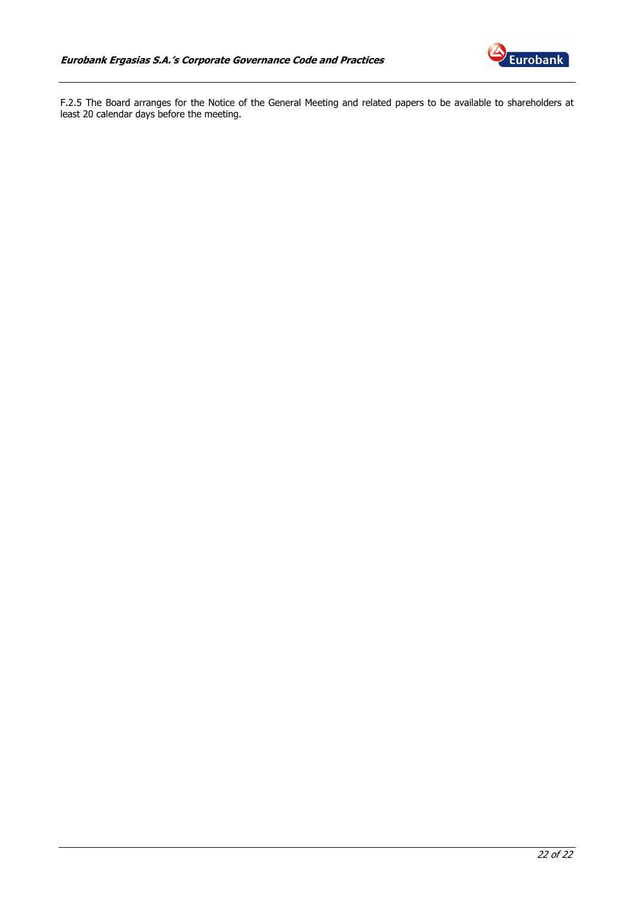F.2.5 The Board arranges for the Notice of the General Meeting and related papers to be available to shareholders at least 20 calendar days before the meeting.